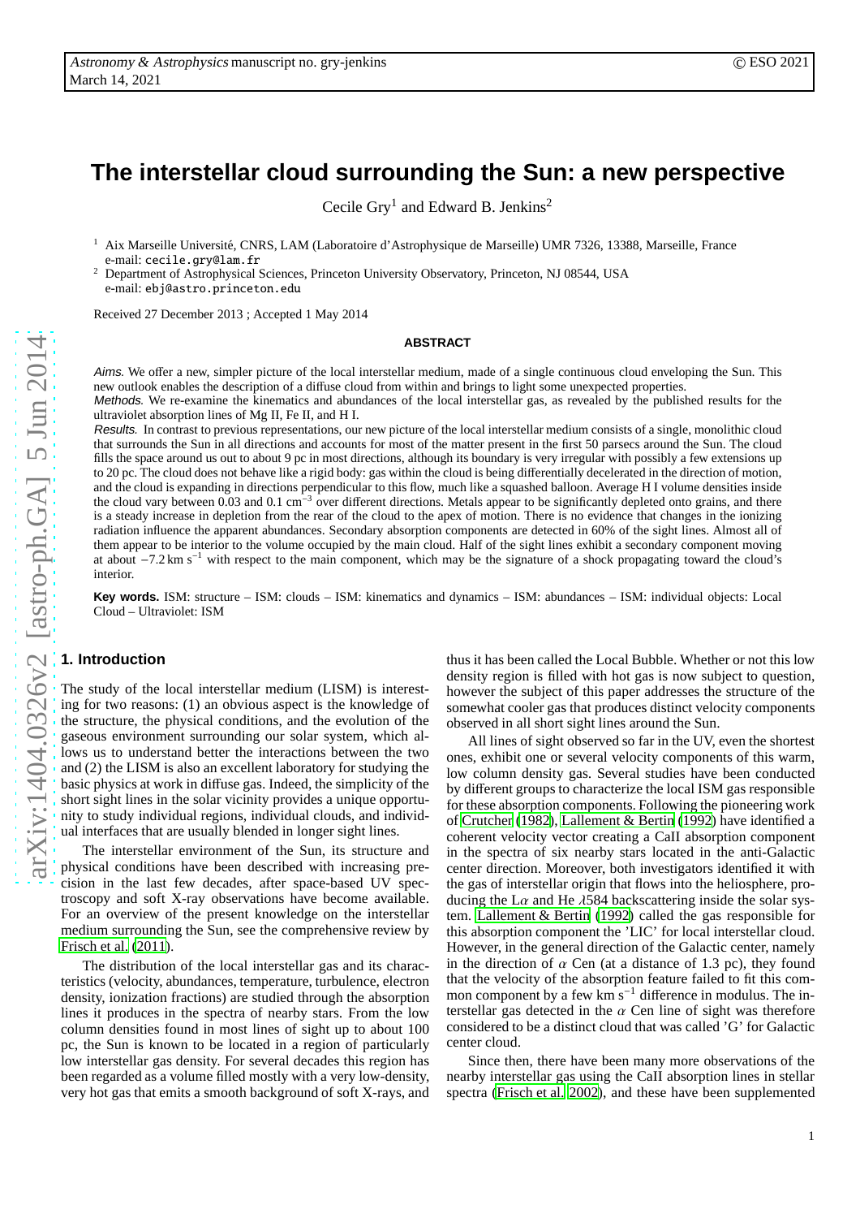# The interstellar cloud surrounding the Sun: a new perspective

Cecile Gry[1] and Edward B. Jenkins[2]

[1] Aix Marseille Université, CNRS, LAM (Laboratoire d'Astrophysique de Marseille) UMR 7326, 13388, Marseille, France
e-mail: cecile.gry@lam.fr

[2] Department of Astrophysical Sciences, Princeton University Observatory, Princeton, NJ 08544, USA
e-mail: ebj@astro.princeton.edu

Received 27 December 2013 ; Accepted 1 May 2014

**ABSTRACT**

*Aims.* We offer a new, simpler picture of the local interstellar medium, made of a single continuous cloud enveloping the Sun. This new outlook enables the description of a diffuse cloud from within and brings to light some unexpected properties.

*Methods.* We re-examine the kinematics and abundances of the local interstellar gas, as revealed by the published results for the ultraviolet absorption lines of Mg II, Fe II, and H I.

*Results.* In contrast to previous representations, our new picture of the local interstellar medium consists of a single, monolithic cloud that surrounds the Sun in all directions and accounts for most of the matter present in the first 50 parsecs around the Sun. The cloud fills the space around us out to about 9 pc in most directions, although its boundary is very irregular with possibly a few extensions up to 20 pc. The cloud does not behave like a rigid body: gas within the cloud is being differentially decelerated in the direction of motion, and the cloud is expanding in directions perpendicular to this flow, much like a squashed balloon. Average H I volume densities inside the cloud vary between 0.03 and 0.1 $\mathrm{cm^{-3}}$ over different directions. Metals appear to be significantly depleted onto grains, and there is a steady increase in depletion from the rear of the cloud to the apex of motion. There is no evidence that changes in the ionizing radiation influence the apparent abundances. Secondary absorption components are detected in 60% of the sight lines. Almost all of them appear to be interior to the volume occupied by the main cloud. Half of the sight lines exhibit a secondary component moving at about $-7.2\,\mathrm{km\,s^{-1}}$ with respect to the main component, which may be the signature of a shock propagating toward the cloud's interior.

**Key words.** ISM: structure – ISM: clouds – ISM: kinematics and dynamics – ISM: abundances – ISM: individual objects: Local Cloud – Ultraviolet: ISM

## 1. Introduction

The study of the local interstellar medium (LISM) is interesting for two reasons: (1) an obvious aspect is the knowledge of the structure, the physical conditions, and the evolution of the gaseous environment surrounding our solar system, which allows us to understand better the interactions between the two and (2) the LISM is also an excellent laboratory for studying the basic physics at work in diffuse gas. Indeed, the simplicity of the short sight lines in the solar vicinity provides a unique opportunity to study individual regions, individual clouds, and individual interfaces that are usually blended in longer sight lines.

The interstellar environment of the Sun, its structure and physical conditions have been described with increasing precision in the last few decades, after space-based UV spectroscopy and soft X-ray observations have become available. For an overview of the present knowledge on the interstellar medium surrounding the Sun, see the comprehensive review by Frisch et al. (2011).

The distribution of the local interstellar gas and its characteristics (velocity, abundances, temperature, turbulence, electron density, ionization fractions) are studied through the absorption lines it produces in the spectra of nearby stars. From the low column densities found in most lines of sight up to about 100 pc, the Sun is known to be located in a region of particularly low interstellar gas density. For several decades this region has been regarded as a volume filled mostly with a very low-density, very hot gas that emits a smooth background of soft X-rays, and thus it has been called the Local Bubble. Whether or not this low density region is filled with hot gas is now subject to question, however the subject of this paper addresses the structure of the somewhat cooler gas that produces distinct velocity components observed in all short sight lines around the Sun.

All lines of sight observed so far in the UV, even the shortest ones, exhibit one or several velocity components of this warm, low column density gas. Several studies have been conducted by different groups to characterize the local ISM gas responsible for these absorption components. Following the pioneering work of Crutcher (1982), Lallement & Bertin (1992) have identified a coherent velocity vector creating a CaII absorption component in the spectra of six nearby stars located in the anti-Galactic center direction. Moreover, both investigators identified it with the gas of interstellar origin that flows into the heliosphere, producing the L$\alpha$ and He $\lambda$584 backscattering inside the solar system. Lallement & Bertin (1992) called the gas responsible for this absorption component the 'LIC' for local interstellar cloud. However, in the general direction of the Galactic center, namely in the direction of $\alpha$ Cen (at a distance of 1.3 pc), they found that the velocity of the absorption feature failed to fit this common component by a few $\mathrm{km\,s^{-1}}$ difference in modulus. The interstellar gas detected in the $\alpha$ Cen line of sight was therefore considered to be a distinct cloud that was called 'G' for Galactic center cloud.

Since then, there have been many more observations of the nearby interstellar gas using the CaII absorption lines in stellar spectra (Frisch et al. 2002), and these have been supplemented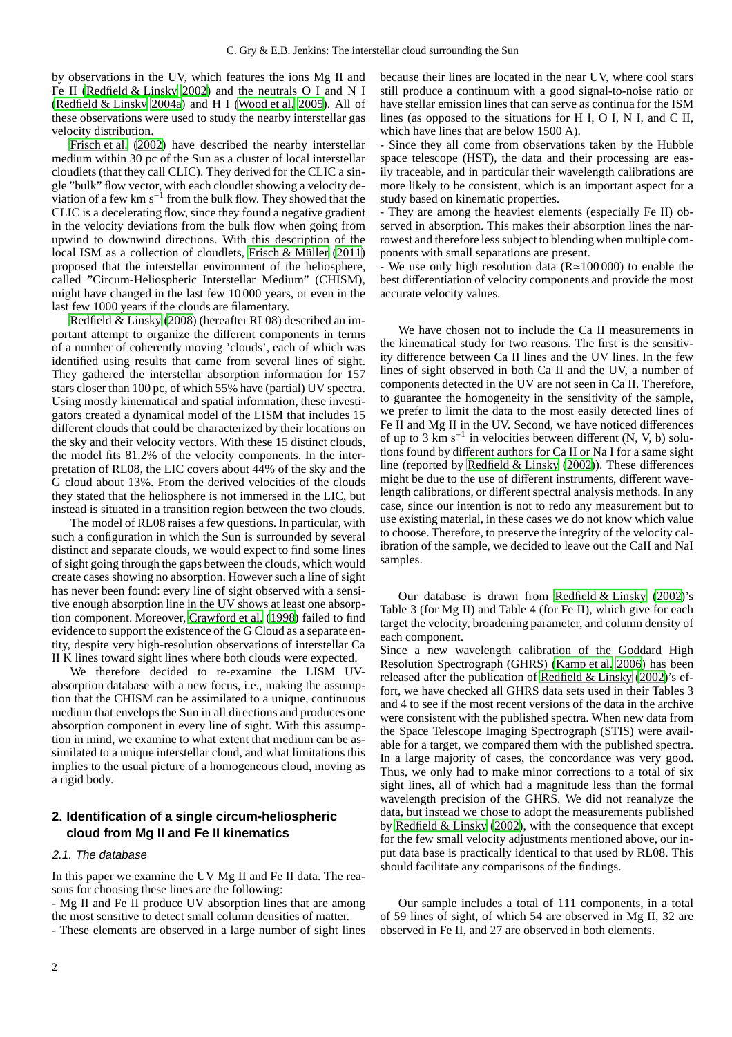by observations in the UV, which features the ions Mg II and Fe II (Redfield & Linsky 2002) and the neutrals O I and N I (Redfield & Linsky 2004a) and H I (Wood et al. 2005). All of these observations were used to study the nearby interstellar gas velocity distribution.

Frisch et al. (2002) have described the nearby interstellar medium within 30 pc of the Sun as a cluster of local interstellar cloudlets (that they call CLIC). They derived for the CLIC a single "bulk" flow vector, with each cloudlet showing a velocity deviation of a few km s$^{-1}$ from the bulk flow. They showed that the CLIC is a decelerating flow, since they found a negative gradient in the velocity deviations from the bulk flow when going from upwind to downwind directions. With this description of the local ISM as a collection of cloudlets, Frisch & Müller (2011) proposed that the interstellar environment of the heliosphere, called "Circum-Heliospheric Interstellar Medium" (CHISM), might have changed in the last few 10 000 years, or even in the last few 1000 years if the clouds are filamentary.

Redfield & Linsky (2008) (hereafter RL08) described an important attempt to organize the different components in terms of a number of coherently moving 'clouds', each of which was identified using results that came from several lines of sight. They gathered the interstellar absorption information for 157 stars closer than 100 pc, of which 55% have (partial) UV spectra. Using mostly kinematical and spatial information, these investigators created a dynamical model of the LISM that includes 15 different clouds that could be characterized by their locations on the sky and their velocity vectors. With these 15 distinct clouds, the model fits 81.2% of the velocity components. In the interpretation of RL08, the LIC covers about 44% of the sky and the G cloud about 13%. From the derived velocities of the clouds they stated that the heliosphere is not immersed in the LIC, but instead is situated in a transition region between the two clouds.

The model of RL08 raises a few questions. In particular, with such a configuration in which the Sun is surrounded by several distinct and separate clouds, we would expect to find some lines of sight going through the gaps between the clouds, which would create cases showing no absorption. However such a line of sight has never been found: every line of sight observed with a sensitive enough absorption line in the UV shows at least one absorption component. Moreover, Crawford et al. (1998) failed to find evidence to support the existence of the G Cloud as a separate entity, despite very high-resolution observations of interstellar Ca II K lines toward sight lines where both clouds were expected.

We therefore decided to re-examine the LISM UV-absorption database with a new focus, i.e., making the assumption that the CHISM can be assimilated to a unique, continuous medium that envelops the Sun in all directions and produces one absorption component in every line of sight. With this assumption in mind, we examine to what extent that medium can be assimilated to a unique interstellar cloud, and what limitations this implies to the usual picture of a homogeneous cloud, moving as a rigid body.

## 2. Identification of a single circum-heliospheric cloud from Mg II and Fe II kinematics

### 2.1. The database

In this paper we examine the UV Mg II and Fe II data. The reasons for choosing these lines are the following:

- Mg II and Fe II produce UV absorption lines that are among the most sensitive to detect small column densities of matter.
- These elements are observed in a large number of sight lines because their lines are located in the near UV, where cool stars still produce a continuum with a good signal-to-noise ratio or have stellar emission lines that can serve as continua for the ISM lines (as opposed to the situations for H I, O I, N I, and C II, which have lines that are below 1500 A).
- Since they all come from observations taken by the Hubble space telescope (HST), the data and their processing are easily traceable, and in particular their wavelength calibrations are more likely to be consistent, which is an important aspect for a study based on kinematic properties.
- They are among the heaviest elements (especially Fe II) observed in absorption. This makes their absorption lines the narrowest and therefore less subject to blending when multiple components with small separations are present.
- We use only high resolution data (R≃100 000) to enable the best differentiation of velocity components and provide the most accurate velocity values.

We have chosen not to include the Ca II measurements in the kinematical study for two reasons. The first is the sensitivity difference between Ca II lines and the UV lines. In the few lines of sight observed in both Ca II and the UV, a number of components detected in the UV are not seen in Ca II. Therefore, to guarantee the homogeneity in the sensitivity of the sample, we prefer to limit the data to the most easily detected lines of Fe II and Mg II in the UV. Second, we have noticed differences of up to 3 km s$^{-1}$ in velocities between different (N, V, b) solutions found by different authors for Ca II or Na I for a same sight line (reported by Redfield & Linsky (2002)). These differences might be due to the use of different instruments, different wavelength calibrations, or different spectral analysis methods. In any case, since our intention is not to redo any measurement but to use existing material, in these cases we do not know which value to choose. Therefore, to preserve the integrity of the velocity calibration of the sample, we decided to leave out the CaII and NaI samples.

Our database is drawn from Redfield & Linsky (2002)'s Table 3 (for Mg II) and Table 4 (for Fe II), which give for each target the velocity, broadening parameter, and column density of each component.

Since a new wavelength calibration of the Goddard High Resolution Spectrograph (GHRS) (Kamp et al. 2006) has been released after the publication of Redfield & Linsky (2002)'s effort, we have checked all GHRS data sets used in their Tables 3 and 4 to see if the most recent versions of the data in the archive were consistent with the published spectra. When new data from the Space Telescope Imaging Spectrograph (STIS) were available for a target, we compared them with the published spectra. In a large majority of cases, the concordance was very good. Thus, we only had to make minor corrections to a total of six sight lines, all of which had a magnitude less than the formal wavelength precision of the GHRS. We did not reanalyze the data, but instead we chose to adopt the measurements published by Redfield & Linsky (2002), with the consequence that except for the few small velocity adjustments mentioned above, our input data base is practically identical to that used by RL08. This should facilitate any comparisons of the findings.

Our sample includes a total of 111 components, in a total of 59 lines of sight, of which 54 are observed in Mg II, 32 are observed in Fe II, and 27 are observed in both elements.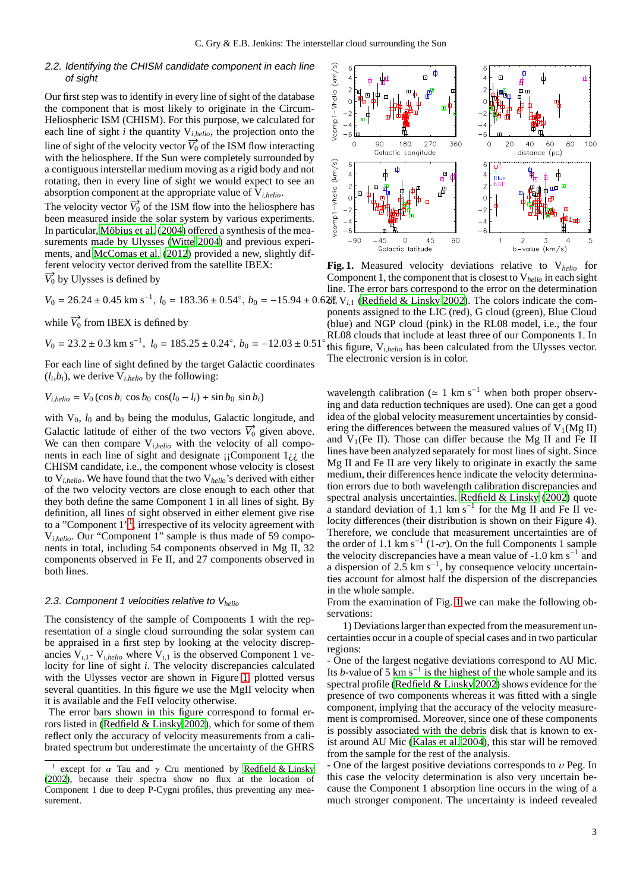### 2.2. Identifying the CHISM candidate component in each line of sight

Our first step was to identify in every line of sight of the database the component that is most likely to originate in the Circum-Heliospheric ISM (CHISM). For this purpose, we calculated for each line of sight $i$ the quantity $V_{i,helio}$, the projection onto the line of sight of the velocity vector $\vec{V_0}$ of the ISM flow interacting with the heliosphere. If the Sun were completely surrounded by a contiguous interstellar medium moving as a rigid body and not rotating, then in every line of sight we would expect to see an absorption component at the appropriate value of $V_{i,helio}$.

The velocity vector $\vec{V_0}$ of the ISM flow into the heliosphere has been measured inside the solar system by various experiments. In particular, Möbius et al. (2004) offered a synthesis of the measurements made by Ulysses (Witte 2004) and previous experiments, and McComas et al. (2012) provided a new, slightly different velocity vector derived from the satellite IBEX:

$\vec{V_0}$ by Ulysses is defined by

$$V_0 = 26.24 \pm 0.45 \text{ km s}^{-1},\ l_0 = 183.36 \pm 0.54^\circ,\ b_0 = -15.94 \pm 0.62^\circ$$

while $\vec{V_0}$ from IBEX is defined by

$$V_0 = 23.2 \pm 0.3 \text{ km s}^{-1},\ l_0 = 185.25 \pm 0.24^\circ,\ b_0 = -12.03 \pm 0.51^\circ$$

For each line of sight defined by the target Galactic coordinates ($l_i$,$b_i$), we derive $V_{i,helio}$ by the following:

$$V_{i,helio} = V_0\,(\cos b_i\,\cos b_0\,\cos(l_0 - l_i) + \sin b_0\,\sin b_i)$$

with $V_0$, $l_0$ and $b_0$ being the modulus, Galactic longitude, and Galactic latitude of either of the two vectors $\vec{V_0}$ given above. We can then compare $V_{i,helio}$ with the velocity of all components in each line of sight and designate ¡¡Component 1¿¿ the CHISM candidate, i.e., the component whose velocity is closest to $V_{i,helio}$. We have found that the two $V_{helio}$'s derived with either of the two velocity vectors are close enough to each other that they both define the same Component 1 in all lines of sight. By definition, all lines of sight observed in either element give rise to a "Component 1"[1], irrespective of its velocity agreement with $V_{i,helio}$. Our "Component 1" sample is thus made of 59 components in total, including 54 components observed in Mg II, 32 components observed in Fe II, and 27 components observed in both lines.

### 2.3. Component 1 velocities relative to $V_{helio}$

The consistency of the sample of Components 1 with the representation of a single cloud surrounding the solar system can be appraised in a first step by looking at the velocity discrepancies $V_{i,1}$- $V_{i,helio}$ where $V_{i,1}$ is the observed Component 1 velocity for line of sight $i$. The velocity discrepancies calculated with the Ulysses vector are shown in Figure 1, plotted versus several quantities. In this figure we use the MgII velocity when it is available and the FeII velocity otherwise.

The error bars shown in this figure correspond to formal errors listed in (Redfield & Linsky 2002), which for some of them reflect only the accuracy of velocity measurements from a calibrated spectrum but underestimate the uncertainty of the GHRS wavelength calibration ($\simeq$ 1 km s$^{-1}$ when both proper observing and data reduction techniques are used). One can get a good idea of the global velocity measurement uncertainties by considering the differences between the measured values of $V_1$(Mg II) and $V_1$(Fe II). Those can differ because the Mg II and Fe II lines have been analyzed separately for most lines of sight. Since Mg II and Fe II are very likely to originate in exactly the same medium, their differences hence indicate the velocity determination errors due to both wavelength calibration discrepancies and spectral analysis uncertainties. Redfield & Linsky (2002) quote a standard deviation of 1.1 km s$^{-1}$ for the Mg II and Fe II velocity differences (their distribution is shown on their Figure 4). Therefore, we conclude that measurement uncertainties are of the order of 1.1 km s$^{-1}$ (1-$\sigma$). On the full Components 1 sample the velocity discrepancies have a mean value of -1.0 km s$^{-1}$ and a dispersion of 2.5 km s$^{-1}$, by consequence velocity uncertainties account for almost half the dispersion of the discrepancies in the whole sample.

**Fig. 1.** Measured velocity deviations relative to $V_{helio}$ for Component 1, the component that is closest to $V_{helio}$ in each sight line. The error bars correspond to the error on the determination of $V_{i,1}$ (Redfield & Linsky 2002). The colors indicate the components assigned to the LIC (red), G cloud (green), Blue Cloud (blue) and NGP cloud (pink) in the RL08 model, i.e., the four RL08 clouds that include at least three of our Components 1. In this figure, $V_{i,helio}$ has been calculated from the Ulysses vector. The electronic version is in color.

From the examination of Fig. 1 we can make the following observations:

1) Deviations larger than expected from the measurement uncertainties occur in a couple of special cases and in two particular regions:

- One of the largest negative deviations correspond to AU Mic. Its $b$-value of 5 km s$^{-1}$ is the highest of the whole sample and its spectral profile (Redfield & Linsky 2002) shows evidence for the presence of two components whereas it was fitted with a single component, implying that the accuracy of the velocity measurement is compromised. Moreover, since one of these components is possibly associated with the debris disk that is known to exist around AU Mic (Kalas et al. 2004), this star will be removed from the sample for the rest of the analysis.

- One of the largest positive deviations corresponds to $\upsilon$ Peg. In this case the velocity determination is also very uncertain because the Component 1 absorption line occurs in the wing of a much stronger component. The uncertainty is indeed revealed

[1] except for $\alpha$ Tau and $\gamma$ Cru mentioned by Redfield & Linsky (2002), because their spectra show no flux at the location of Component 1 due to deep P-Cygni profiles, thus preventing any measurement.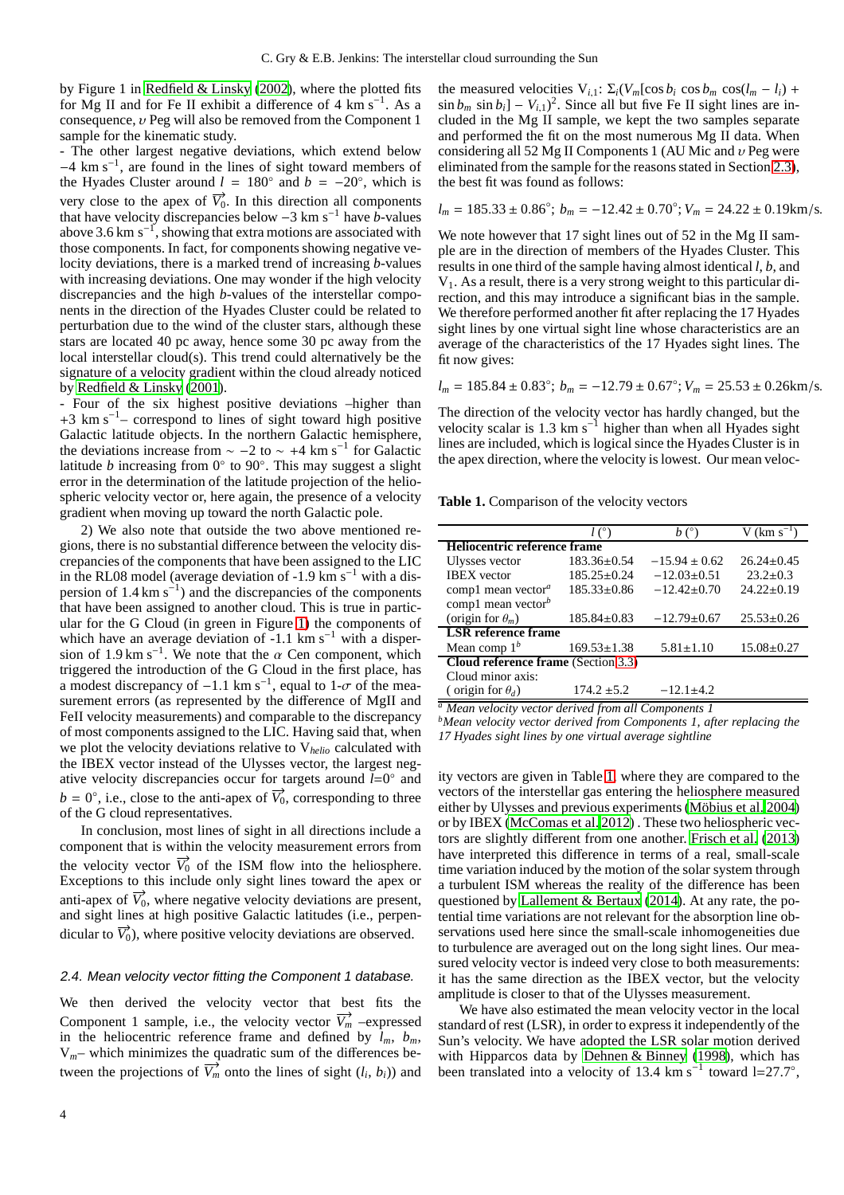by Figure 1 in Redfield & Linsky (2002), where the plotted fits for Mg II and for Fe II exhibit a difference of 4 km s$^{-1}$. As a consequence, $\upsilon$ Peg will also be removed from the Component 1 sample for the kinematic study.

- The other largest negative deviations, which extend below $-4$ km s$^{-1}$, are found in the lines of sight toward members of the Hyades Cluster around $l = 180°$ and $b = -20°$, which is very close to the apex of $\vec{V_0}$. In this direction all components that have velocity discrepancies below $-3$ km s$^{-1}$ have $b$-values above 3.6 km s$^{-1}$, showing that extra motions are associated with those components. In fact, for components showing negative velocity deviations, there is a marked trend of increasing $b$-values with increasing deviations. One may wonder if the high velocity discrepancies and the high $b$-values of the interstellar components in the direction of the Hyades Cluster could be related to perturbation due to the wind of the cluster stars, although these stars are located 40 pc away, hence some 30 pc away from the local interstellar cloud(s). This trend could alternatively be the signature of a velocity gradient within the cloud already noticed by Redfield & Linsky (2001).

- Four of the six highest positive deviations –higher than $+3$ km s$^{-1}$– correspond to lines of sight toward high positive Galactic latitude objects. In the northern Galactic hemisphere, the deviations increase from $\sim -2$ to $\sim +4$ km s$^{-1}$ for Galactic latitude $b$ increasing from 0° to 90°. This may suggest a slight error in the determination of the latitude projection of the heliospheric velocity vector or, here again, the presence of a velocity gradient when moving up toward the north Galactic pole.

2) We also note that outside the two above mentioned regions, there is no substantial difference between the velocity discrepancies of the components that have been assigned to the LIC in the RL08 model (average deviation of -1.9 km s$^{-1}$ with a dispersion of 1.4 km s$^{-1}$) and the discrepancies of the components that have been assigned to another cloud. This is true in particular for the G Cloud (in green in Figure 1) the components of which have an average deviation of -1.1 km s$^{-1}$ with a dispersion of 1.9 km s$^{-1}$. We note that the $\alpha$ Cen component, which triggered the introduction of the G Cloud in the first place, has a modest discrepancy of $-1.1$ km s$^{-1}$, equal to 1-$\sigma$ of the measurement errors (as represented by the difference of MgII and FeII velocity measurements) and comparable to the discrepancy of most components assigned to the LIC. Having said that, when we plot the velocity deviations relative to $V_{helio}$ calculated with the IBEX vector instead of the Ulysses vector, the largest negative velocity discrepancies occur for targets around $l$=0° and $b = 0°$, i.e., close to the anti-apex of $\vec{V_0}$, corresponding to three of the G cloud representatives.

In conclusion, most lines of sight in all directions include a component that is within the velocity measurement errors from the velocity vector $\vec{V_0}$ of the ISM flow into the heliosphere. Exceptions to this include only sight lines toward the apex or anti-apex of $\vec{V_0}$, where negative velocity deviations are present, and sight lines at high positive Galactic latitudes (i.e., perpendicular to $\vec{V_0}$), where positive velocity deviations are observed.

### 2.4. Mean velocity vector fitting the Component 1 database.

We then derived the velocity vector that best fits the Component 1 sample, i.e., the velocity vector $\vec{V_m}$ –expressed in the heliocentric reference frame and defined by $l_m$, $b_m$, $V_m$– which minimizes the quadratic sum of the differences between the projections of $\vec{V_m}$ onto the lines of sight ($l_i$, $b_i$)) and the measured velocities $V_{i,1}$: $\Sigma_i(V_m[\cos b_i \cos b_m \cos(l_m - l_i) + \sin b_m \sin b_i] - V_{i,1})^2$. Since all but five Fe II sight lines are included in the Mg II sample, we kept the two samples separate and performed the fit on the most numerous Mg II data. When considering all 52 Mg II Components 1 (AU Mic and $\upsilon$ Peg were eliminated from the sample for the reasons stated in Section 2.3), the best fit was found as follows:

$$l_m = 185.33 \pm 0.86°;\ b_m = -12.42 \pm 0.70°;\ V_m = 24.22 \pm 0.19\text{km/s}.$$

We note however that 17 sight lines out of 52 in the Mg II sample are in the direction of members of the Hyades Cluster. This results in one third of the sample having almost identical $l$, $b$, and $V_1$. As a result, there is a very strong weight to this particular direction, and this may introduce a significant bias in the sample. We therefore performed another fit after replacing the 17 Hyades sight lines by one virtual sight line whose characteristics are an average of the characteristics of the 17 Hyades sight lines. The fit now gives:

$$l_m = 185.84 \pm 0.83°;\ b_m = -12.79 \pm 0.67°;\ V_m = 25.53 \pm 0.26\text{km/s}.$$

The direction of the velocity vector has hardly changed, but the velocity scalar is 1.3 km s$^{-1}$ higher than when all Hyades sight lines are included, which is logical since the Hyades Cluster is in the apex direction, where the velocity is lowest. Our mean velocity vectors are given in Table 1, where they are compared to the vectors of the interstellar gas entering the heliosphere measured either by Ulysses and previous experiments (Möbius et al. 2004) or by IBEX (McComas et al. 2012) . These two heliospheric vectors are slightly different from one another. Frisch et al. (2013) have interpreted this difference in terms of a real, small-scale time variation induced by the motion of the solar system through a turbulent ISM whereas the reality of the difference has been questioned by Lallement & Bertaux (2014). At any rate, the potential time variations are not relevant for the absorption line observations used here since the small-scale inhomogeneities due to turbulence are averaged out on the long sight lines. Our measured velocity vector is indeed very close to both measurements: it has the same direction as the IBEX vector, but the velocity amplitude is closer to that of the Ulysses measurement.

**Table 1.** Comparison of the velocity vectors

| | $l$ (°) | $b$ (°) | V (km s$^{-1}$) |
|---|---|---|---|
| **Heliocentric reference frame** | | | |
| Ulysses vector | 183.36±0.54 | −15.94 ± 0.62 | 26.24±0.45 |
| IBEX vector | 185.25±0.24 | −12.03±0.51 | 23.2±0.3 |
| comp1 mean vector[a] | 185.33±0.86 | −12.42±0.70 | 24.22±0.19 |
| comp1 mean vector[b] (origin for $\theta_m$) | 185.84±0.83 | −12.79±0.67 | 25.53±0.26 |
| **LSR reference frame** | | | |
| Mean comp 1[b] | 169.53±1.38 | 5.81±1.10 | 15.08±0.27 |
| **Cloud reference frame** (Section 3.3) | | | |
| Cloud minor axis: ( origin for $\theta_d$) | 174.2 ±5.2 | −12.1±4.2 | |

[a] *Mean velocity vector derived from all Components 1*
[b] *Mean velocity vector derived from Components 1, after replacing the 17 Hyades sight lines by one virtual average sightline*

We have also estimated the mean velocity vector in the local standard of rest (LSR), in order to express it independently of the Sun's velocity. We have adopted the LSR solar motion derived with Hipparcos data by Dehnen & Binney (1998), which has been translated into a velocity of 13.4 km s$^{-1}$ toward l=27.7°,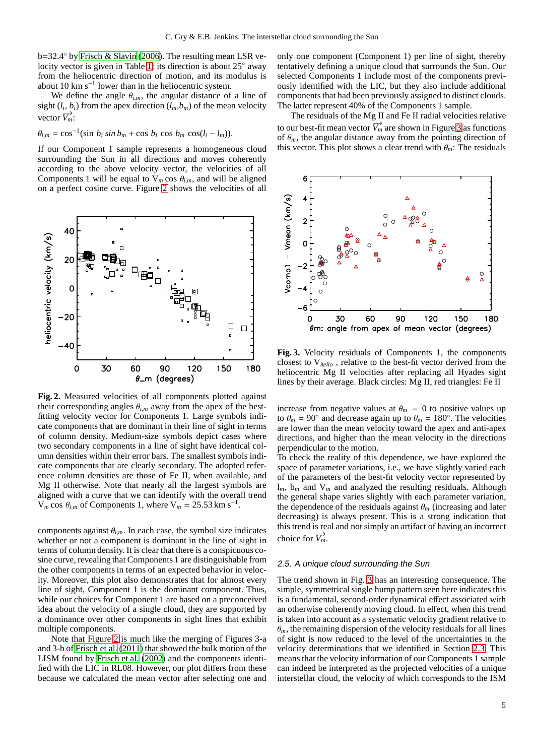b=32.4° by Frisch & Slavin (2006). The resulting mean LSR velocity vector is given in Table 1: its direction is about 25° away from the heliocentric direction of motion, and its modulus is about 10 km s$^{-1}$ lower than in the heliocentric system.

We define the angle $\theta_{i,m}$, the angular distance of a line of sight ($l_i$, $b_i$) from the apex direction ($l_m$,$b_m$) of the mean velocity vector $\overrightarrow{V_m}$:

$$\theta_{i,m} = \cos^{-1}(\sin b_i \sin b_m + \cos b_i \cos b_m \cos(l_i - l_m)).$$

If our Component 1 sample represents a homogeneous cloud surrounding the Sun in all directions and moves coherently according to the above velocity vector, the velocities of all Components 1 will be equal to $V_m \cos \theta_{i,m}$, and will be aligned on a perfect cosine curve. Figure 2 shows the velocities of all components against $\theta_{i,m}$. In each case, the symbol size indicates whether or not a component is dominant in the line of sight in terms of column density. It is clear that there is a conspicuous cosine curve, revealing that Components 1 are distinguishable from the other components in terms of an expected behavior in velocity. Moreover, this plot also demonstrates that for almost every line of sight, Component 1 is the dominant component. Thus, while our choices for Component 1 are based on a preconceived idea about the velocity of a single cloud, they are supported by a dominance over other components in sight lines that exhibit multiple components.

**Fig. 2.** Measured velocities of all components plotted against their corresponding angles $\theta_{i,m}$ away from the apex of the best-fitting velocity vector for Components 1. Large symbols indicate components that are dominant in their line of sight in terms of column density. Medium-size symbols depict cases where two secondary components in a line of sight have identical column densities within their error bars. The smallest symbols indicate components that are clearly secondary. The adopted reference column densities are those of Fe II, when available, and Mg II otherwise. Note that nearly all the largest symbols are aligned with a curve that we can identify with the overall trend $V_m \cos \theta_{i,m}$ of Components 1, where $V_m$ = 25.53 km s$^{-1}$.

Note that Figure 2 is much like the merging of Figures 3-a and 3-b of Frisch et al. (2011) that showed the bulk motion of the LISM found by Frisch et al. (2002) and the components identified with the LIC in RL08. However, our plot differs from these because we calculated the mean vector after selecting one and only one component (Component 1) per line of sight, thereby tentatively defining a unique cloud that surrounds the Sun. Our selected Components 1 include most of the components previously identified with the LIC, but they also include additional components that had been previously assigned to distinct clouds. The latter represent 40% of the Components 1 sample.

The residuals of the Mg II and Fe II radial velocities relative to our best-fit mean vector $\overrightarrow{V_m}$ are shown in Figure 3 as functions of $\theta_m$, the angular distance away from the pointing direction of this vector. This plot shows a clear trend with $\theta_m$: The residuals increase from negative values at $\theta_m = 0$ to positive values up to $\theta_m = 90°$ and decrease again up to $\theta_m = 180°$. The velocities are lower than the mean velocity toward the apex and anti-apex directions, and higher than the mean velocity in the directions perpendicular to the motion.

**Fig. 3.** Velocity residuals of Components 1, the components closest to $V_{helio}$, relative to the best-fit vector derived from the heliocentric Mg II velocities after replacing all Hyades sight lines by their average. Black circles: Mg II, red triangles: Fe II

To check the reality of this dependence, we have explored the space of parameter variations, i.e., we have slightly varied each of the parameters of the best-fit velocity vector represented by $l_m$, $b_m$ and $V_m$ and analyzed the resulting residuals. Although the general shape varies slightly with each parameter variation, the dependence of the residuals against $\theta_m$ (increasing and later decreasing) is always present. This is a strong indication that this trend is real and not simply an artifact of having an incorrect choice for $\overrightarrow{V_m}$.

### 2.5. A unique cloud surrounding the Sun

The trend shown in Fig. 3 has an interesting consequence. The simple, symmetrical single hump pattern seen here indicates this is a fundamental, second-order dynamical effect associated with an otherwise coherently moving cloud. In effect, when this trend is taken into account as a systematic velocity gradient relative to $\theta_m$, the remaining dispersion of the velocity residuals for all lines of sight is now reduced to the level of the uncertainties in the velocity determinations that we identified in Section 2.3. This means that the velocity information of our Components 1 sample can indeed be interpreted as the projected velocities of a unique interstellar cloud, the velocity of which corresponds to the ISM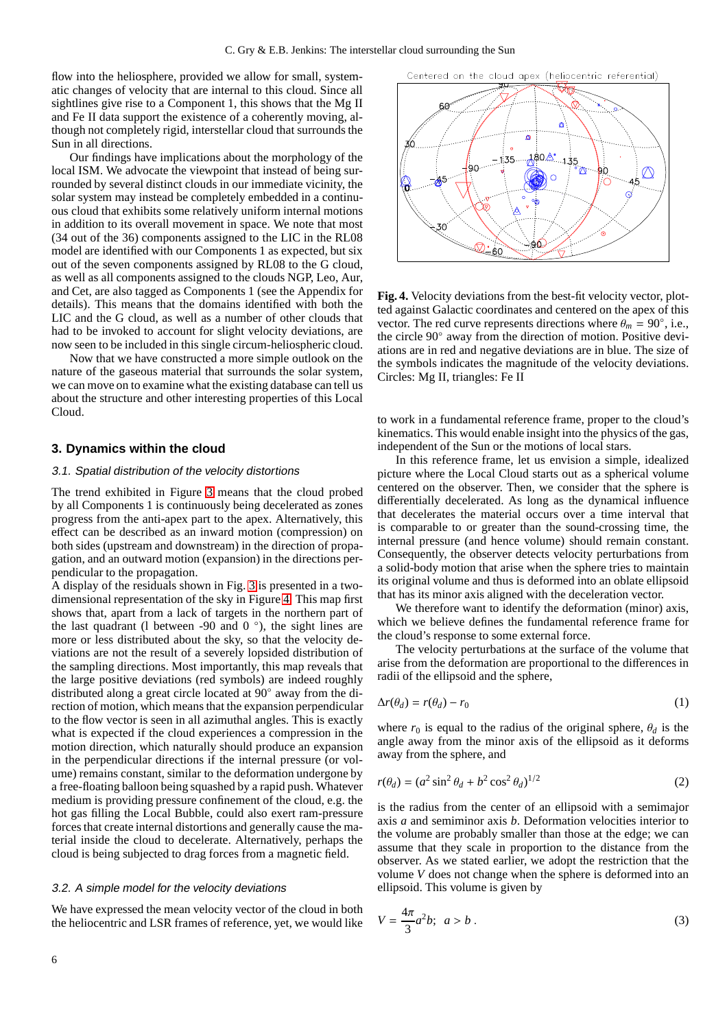flow into the heliosphere, provided we allow for small, systematic changes of velocity that are internal to this cloud. Since all sightlines give rise to a Component 1, this shows that the Mg II and Fe II data support the existence of a coherently moving, although not completely rigid, interstellar cloud that surrounds the Sun in all directions.

Our findings have implications about the morphology of the local ISM. We advocate the viewpoint that instead of being surrounded by several distinct clouds in our immediate vicinity, the solar system may instead be completely embedded in a continuous cloud that exhibits some relatively uniform internal motions in addition to its overall movement in space. We note that most (34 out of the 36) components assigned to the LIC in the RL08 model are identified with our Components 1 as expected, but six out of the seven components assigned by RL08 to the G cloud, as well as all components assigned to the clouds NGP, Leo, Aur, and Cet, are also tagged as Components 1 (see the Appendix for details). This means that the domains identified with both the LIC and the G cloud, as well as a number of other clouds that had to be invoked to account for slight velocity deviations, are now seen to be included in this single circum-heliospheric cloud.

Now that we have constructed a more simple outlook on the nature of the gaseous material that surrounds the solar system, we can move on to examine what the existing database can tell us about the structure and other interesting properties of this Local Cloud.

## 3. Dynamics within the cloud

### 3.1. Spatial distribution of the velocity distortions

The trend exhibited in Figure 3 means that the cloud probed by all Components 1 is continuously being decelerated as zones progress from the anti-apex part to the apex. Alternatively, this effect can be described as an inward motion (compression) on both sides (upstream and downstream) in the direction of propagation, and an outward motion (expansion) in the directions perpendicular to the propagation.

A display of the residuals shown in Fig. 3 is presented in a two-dimensional representation of the sky in Figure 4. This map first shows that, apart from a lack of targets in the northern part of the last quadrant (l between -90 and 0 °), the sight lines are more or less distributed about the sky, so that the velocity deviations are not the result of a severely lopsided distribution of the sampling directions. Most importantly, this map reveals that the large positive deviations (red symbols) are indeed roughly distributed along a great circle located at 90° away from the direction of motion, which means that the expansion perpendicular to the flow vector is seen in all azimuthal angles. This is exactly what is expected if the cloud experiences a compression in the motion direction, which naturally should produce an expansion in the perpendicular directions if the internal pressure (or volume) remains constant, similar to the deformation undergone by a free-floating balloon being squashed by a rapid push. Whatever medium is providing pressure confinement of the cloud, e.g. the hot gas filling the Local Bubble, could also exert ram-pressure forces that create internal distortions and generally cause the material inside the cloud to decelerate. Alternatively, perhaps the cloud is being subjected to drag forces from a magnetic field.

### 3.2. A simple model for the velocity deviations

We have expressed the mean velocity vector of the cloud in both the heliocentric and LSR frames of reference, yet, we would like to work in a fundamental reference frame, proper to the cloud's kinematics. This would enable insight into the physics of the gas, independent of the Sun or the motions of local stars.

Centered on the cloud apex (heliocentric referential)

90
60
30
0
-30
-60
-90
-45
-90
-135
180
135
90
45

**Fig. 4.** Velocity deviations from the best-fit velocity vector, plotted against Galactic coordinates and centered on the apex of this vector. The red curve represents directions where $\theta_m = 90°$, i.e., the circle 90° away from the direction of motion. Positive deviations are in red and negative deviations are in blue. The size of the symbols indicates the magnitude of the velocity deviations. Circles: Mg II, triangles: Fe II

In this reference frame, let us envision a simple, idealized picture where the Local Cloud starts out as a spherical volume centered on the observer. Then, we consider that the sphere is differentially decelerated. As long as the dynamical influence that decelerates the material occurs over a time interval that is comparable to or greater than the sound-crossing time, the internal pressure (and hence volume) should remain constant. Consequently, the observer detects velocity perturbations from a solid-body motion that arise when the sphere tries to maintain its original volume and thus is deformed into an oblate ellipsoid that has its minor axis aligned with the deceleration vector.

We therefore want to identify the deformation (minor) axis, which we believe defines the fundamental reference frame for the cloud's response to some external force.

The velocity perturbations at the surface of the volume that arise from the deformation are proportional to the differences in radii of the ellipsoid and the sphere,

$$\Delta r(\theta_d) = r(\theta_d) - r_0 \tag{1}$$

where $r_0$ is equal to the radius of the original sphere, $\theta_d$ is the angle away from the minor axis of the ellipsoid as it deforms away from the sphere, and

$$r(\theta_d) = (a^2 \sin^2 \theta_d + b^2 \cos^2 \theta_d)^{1/2} \tag{2}$$

is the radius from the center of an ellipsoid with a semimajor axis $a$ and semiminor axis $b$. Deformation velocities interior to the volume are probably smaller than those at the edge; we can assume that they scale in proportion to the distance from the observer. As we stated earlier, we adopt the restriction that the volume $V$ does not change when the sphere is deformed into an ellipsoid. This volume is given by

$$V = \frac{4\pi}{3} a^2 b; \quad a > b\,. \tag{3}$$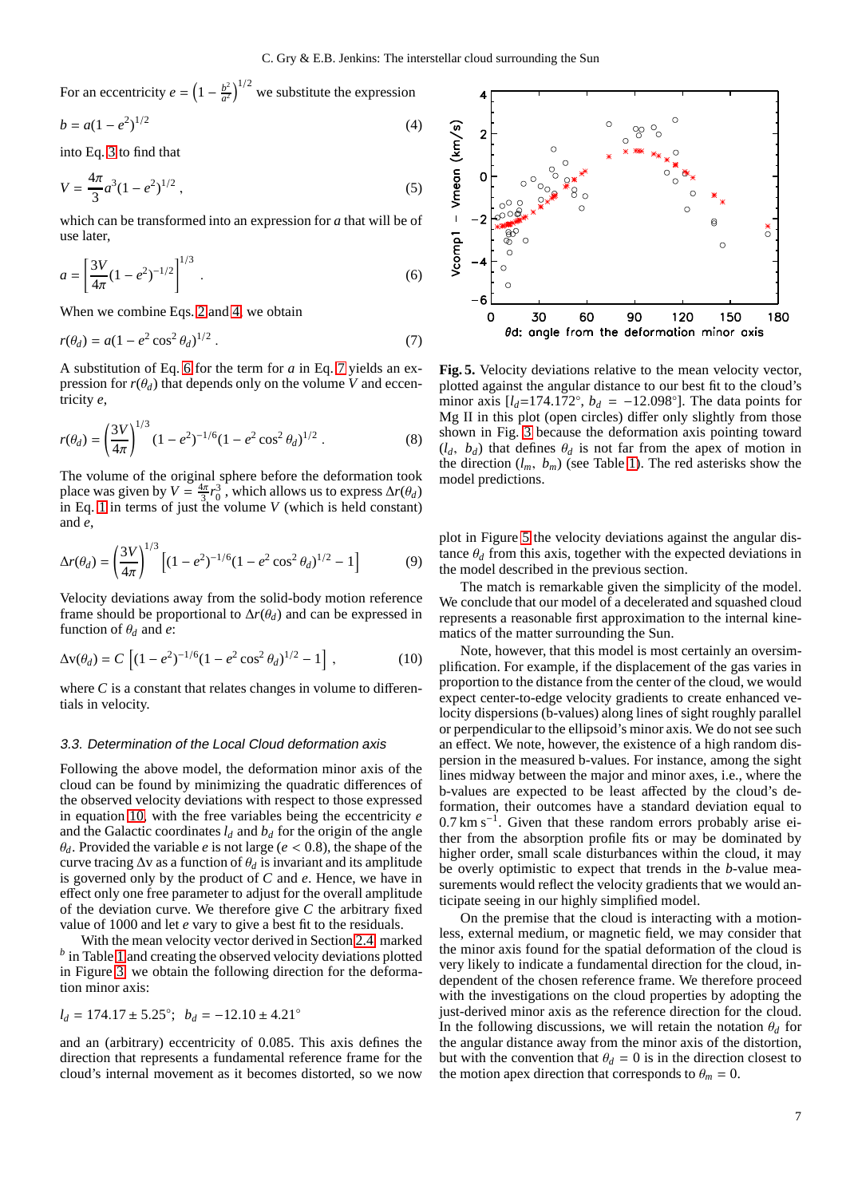For an eccentricity $e = \left(1 - \frac{b^2}{a^2}\right)^{1/2}$ we substitute the expression

$$b = a(1 - e^2)^{1/2} \tag{4}$$

into Eq. 3 to find that

$$V = \frac{4\pi}{3} a^3 (1 - e^2)^{1/2}\,, \tag{5}$$

which can be transformed into an expression for $a$ that will be of use later,

$$a = \left[\frac{3V}{4\pi}(1 - e^2)^{-1/2}\right]^{1/3}\,. \tag{6}$$

When we combine Eqs. 2 and 4, we obtain

$$r(\theta_d) = a(1 - e^2 \cos^2\theta_d)^{1/2}\,. \tag{7}$$

A substitution of Eq. 6 for the term for $a$ in Eq. 7 yields an expression for $r(\theta_d)$ that depends only on the volume $V$ and eccentricity $e$,

$$r(\theta_d) = \left(\frac{3V}{4\pi}\right)^{1/3} (1 - e^2)^{-1/6} (1 - e^2 \cos^2\theta_d)^{1/2}\,. \tag{8}$$

The volume of the original sphere before the deformation took place was given by $V = \frac{4\pi}{3} r_0^3$, which allows us to express $\Delta r(\theta_d)$ in Eq. 1 in terms of just the volume $V$ (which is held constant) and $e$,

$$\Delta r(\theta_d) = \left(\frac{3V}{4\pi}\right)^{1/3} \left[(1 - e^2)^{-1/6}(1 - e^2\cos^2\theta_d)^{1/2} - 1\right] \tag{9}$$

Velocity deviations away from the solid-body motion reference frame should be proportional to $\Delta r(\theta_d)$ and can be expressed in function of $\theta_d$ and $e$:

$$\Delta \mathrm{v}(\theta_d) = C\left[(1 - e^2)^{-1/6}(1 - e^2\cos^2\theta_d)^{1/2} - 1\right]\,, \tag{10}$$

where $C$ is a constant that relates changes in volume to differentials in velocity.

### 3.3. Determination of the Local Cloud deformation axis

Following the above model, the deformation minor axis of the cloud can be found by minimizing the quadratic differences of the observed velocity deviations with respect to those expressed in equation 10, with the free variables being the eccentricity $e$ and the Galactic coordinates $l_d$ and $b_d$ for the origin of the angle $\theta_d$. Provided the variable $e$ is not large ($e < 0.8$), the shape of the curve tracing $\Delta$v as a function of $\theta_d$ is invariant and its amplitude is governed only by the product of $C$ and $e$. Hence, we have in effect only one free parameter to adjust for the overall amplitude of the deviation curve. We therefore give $C$ the arbitrary fixed value of 1000 and let $e$ vary to give a best fit to the residuals.

With the mean velocity vector derived in Section 2.4, marked [b] in Table 1 and creating the observed velocity deviations plotted in Figure 3, we obtain the following direction for the deformation minor axis:

$$l_d = 174.17 \pm 5.25^\circ;\;\; b_d = -12.10 \pm 4.21^\circ$$

and an (arbitrary) eccentricity of 0.085. This axis defines the direction that represents a fundamental reference frame for the cloud's internal movement as it becomes distorted, so we now plot in Figure 5 the velocity deviations against the angular distance $\theta_d$ from this axis, together with the expected deviations in the model described in the previous section.

**Fig. 5.** Velocity deviations relative to the mean velocity vector, plotted against the angular distance to our best fit to the cloud's minor axis [$l_d$=174.172°, $b_d$ = −12.098°]. The data points for Mg II in this plot (open circles) differ only slightly from those shown in Fig. 3 because the deformation axis pointing toward ($l_d$, $b_d$) that defines $\theta_d$ is not far from the apex of motion in the direction ($l_m$, $b_m$) (see Table 1). The red asterisks show the model predictions.

The match is remarkable given the simplicity of the model. We conclude that our model of a decelerated and squashed cloud represents a reasonable first approximation to the internal kinematics of the matter surrounding the Sun.

Note, however, that this model is most certainly an oversimplification. For example, if the displacement of the gas varies in proportion to the distance from the center of the cloud, we would expect center-to-edge velocity gradients to create enhanced velocity dispersions (b-values) along lines of sight roughly parallel or perpendicular to the ellipsoid's minor axis. We do not see such an effect. We note, however, the existence of a high random dispersion in the measured b-values. For instance, among the sight lines midway between the major and minor axes, i.e., where the b-values are expected to be least affected by the cloud's deformation, their outcomes have a standard deviation equal to 0.7 km s$^{-1}$. Given that these random errors probably arise either from the absorption profile fits or may be dominated by higher order, small scale disturbances within the cloud, it may be overly optimistic to expect that trends in the $b$-value measurements would reflect the velocity gradients that we would anticipate seeing in our highly simplified model.

On the premise that the cloud is interacting with a motionless, external medium, or magnetic field, we may consider that the minor axis found for the spatial deformation of the cloud is very likely to indicate a fundamental direction for the cloud, independent of the chosen reference frame. We therefore proceed with the investigations on the cloud properties by adopting the just-derived minor axis as the reference direction for the cloud. In the following discussions, we will retain the notation $\theta_d$ for the angular distance away from the minor axis of the distortion, but with the convention that $\theta_d = 0$ is in the direction closest to the motion apex direction that corresponds to $\theta_m = 0$.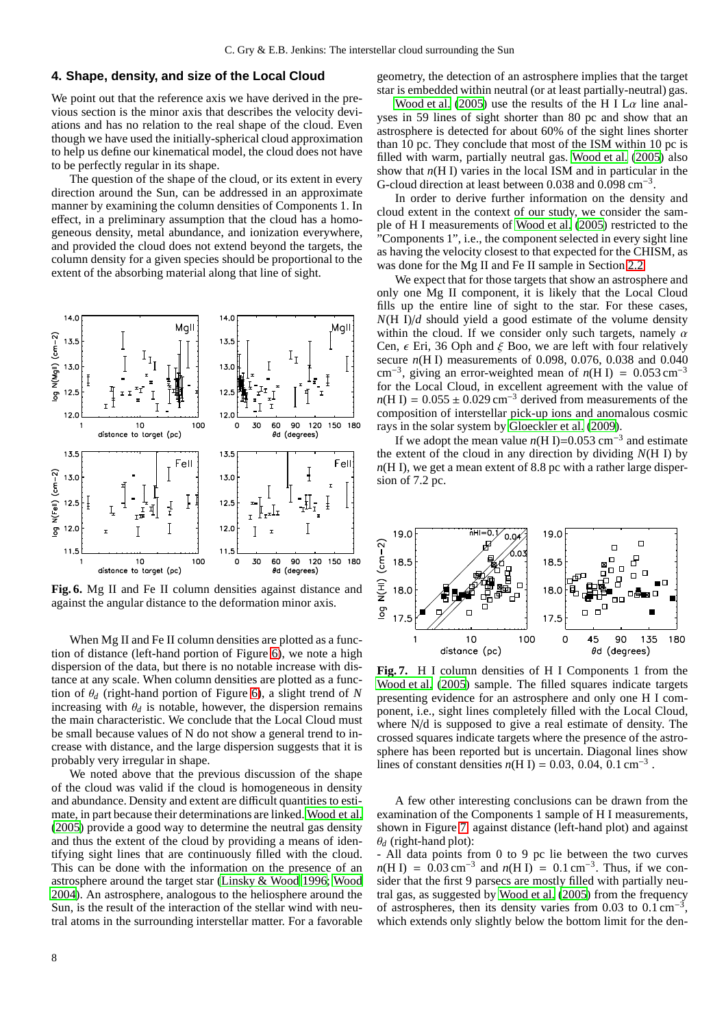## 4. Shape, density, and size of the Local Cloud

We point out that the reference axis we have derived in the previous section is the minor axis that describes the velocity deviations and has no relation to the real shape of the cloud. Even though we have used the initially-spherical cloud approximation to help us define our kinematical model, the cloud does not have to be perfectly regular in its shape.

The question of the shape of the cloud, or its extent in every direction around the Sun, can be addressed in an approximate manner by examining the column densities of Components 1. In effect, in a preliminary assumption that the cloud has a homogeneous density, metal abundance, and ionization everywhere, and provided the cloud does not extend beyond the targets, the column density for a given species should be proportional to the extent of the absorbing material along that line of sight.

**Fig. 6.** Mg II and Fe II column densities against distance and against the angular distance to the deformation minor axis.

When Mg II and Fe II column densities are plotted as a function of distance (left-hand portion of Figure 6), we note a high dispersion of the data, but there is no notable increase with distance at any scale. When column densities are plotted as a function of $\theta_d$ (right-hand portion of Figure 6), a slight trend of $N$ increasing with $\theta_d$ is notable, however, the dispersion remains the main characteristic. We conclude that the Local Cloud must be small because values of N do not show a general trend to increase with distance, and the large dispersion suggests that it is probably very irregular in shape.

We noted above that the previous discussion of the shape of the cloud was valid if the cloud is homogeneous in density and abundance. Density and extent are difficult quantities to estimate, in part because their determinations are linked. Wood et al. (2005) provide a good way to determine the neutral gas density and thus the extent of the cloud by providing a means of identifying sight lines that are continuously filled with the cloud. This can be done with the information on the presence of an astrosphere around the target star (Linsky & Wood 1996; Wood 2004). An astrosphere, analogous to the heliosphere around the Sun, is the result of the interaction of the stellar wind with neutral atoms in the surrounding interstellar matter. For a favorable geometry, the detection of an astrosphere implies that the target star is embedded within neutral (or at least partially-neutral) gas.

Wood et al. (2005) use the results of the H I L$\alpha$ line analyses in 59 lines of sight shorter than 80 pc and show that an astrosphere is detected for about 60% of the sight lines shorter than 10 pc. They conclude that most of the ISM within 10 pc is filled with warm, partially neutral gas. Wood et al. (2005) also show that $n$(H I) varies in the local ISM and in particular in the G-cloud direction at least between 0.038 and 0.098 cm$^{-3}$.

In order to derive further information on the density and cloud extent in the context of our study, we consider the sample of H I measurements of Wood et al. (2005) restricted to the "Components 1", i.e., the component selected in every sight line as having the velocity closest to that expected for the CHISM, as was done for the Mg II and Fe II sample in Section 2.2.

We expect that for those targets that show an astrosphere and only one Mg II component, it is likely that the Local Cloud fills up the entire line of sight to the star. For these cases, $N$(H I)/$d$ should yield a good estimate of the volume density within the cloud. If we consider only such targets, namely $\alpha$ Cen, $\epsilon$ Eri, 36 Oph and $\xi$ Boo, we are left with four relatively secure $n$(H I) measurements of 0.098, 0.076, 0.038 and 0.040 cm$^{-3}$, giving an error-weighted mean of $n$(H I) = 0.053 cm$^{-3}$ for the Local Cloud, in excellent agreement with the value of $n$(H I) = 0.055 ± 0.029 cm$^{-3}$ derived from measurements of the composition of interstellar pick-up ions and anomalous cosmic rays in the solar system by Gloeckler et al. (2009).

If we adopt the mean value $n$(H I)=0.053 cm$^{-3}$ and estimate the extent of the cloud in any direction by dividing $N$(H I) by $n$(H I), we get a mean extent of 8.8 pc with a rather large dispersion of 7.2 pc.

**Fig. 7.** H I column densities of H I Components 1 from the Wood et al. (2005) sample. The filled squares indicate targets presenting evidence for an astrosphere and only one H I component, i.e., sight lines completely filled with the Local Cloud, where N/d is supposed to give a real estimate of density. The crossed squares indicate targets where the presence of the astrosphere has been reported but is uncertain. Diagonal lines show lines of constant densities $n$(H I) = 0.03, 0.04, 0.1 cm$^{-3}$ .

A few other interesting conclusions can be drawn from the examination of the Components 1 sample of H I measurements, shown in Figure 7, against distance (left-hand plot) and against $\theta_d$ (right-hand plot):

- All data points from 0 to 9 pc lie between the two curves $n$(H I) = 0.03 cm$^{-3}$ and $n$(H I) = 0.1 cm$^{-3}$. Thus, if we consider that the first 9 parsecs are mostly filled with partially neutral gas, as suggested by Wood et al. (2005) from the frequency of astrospheres, then its density varies from 0.03 to 0.1 cm$^{-3}$, which extends only slightly below the bottom limit for the den-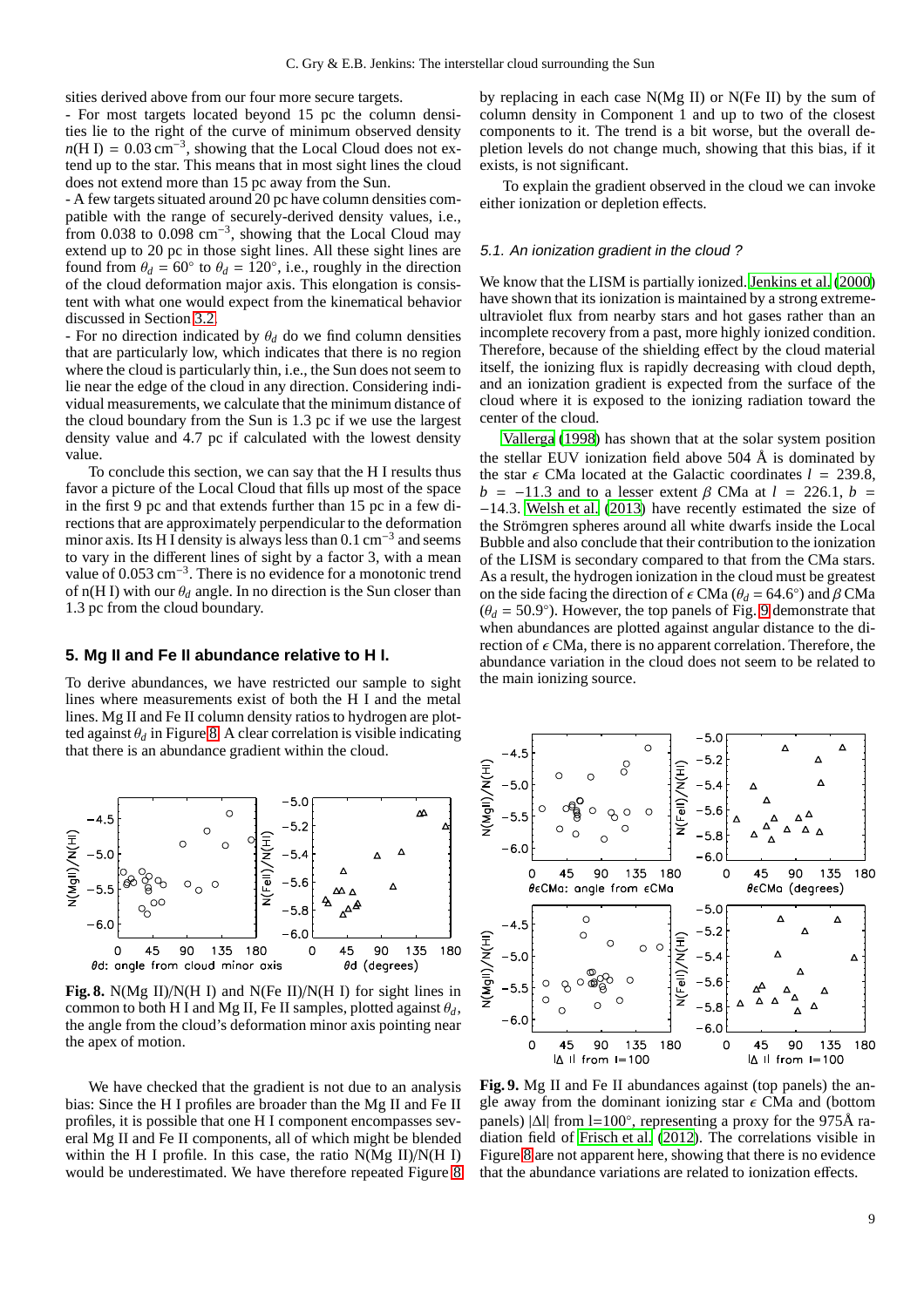sities derived above from our four more secure targets.

- For most targets located beyond 15 pc the column densities lie to the right of the curve of minimum observed density $n$(H I) = 0.03 cm$^{-3}$, showing that the Local Cloud does not extend up to the star. This means that in most sight lines the cloud does not extend more than 15 pc away from the Sun.

- A few targets situated around 20 pc have column densities compatible with the range of securely-derived density values, i.e., from 0.038 to 0.098 cm$^{-3}$, showing that the Local Cloud may extend up to 20 pc in those sight lines. All these sight lines are found from $\theta_d = 60°$ to $\theta_d = 120°$, i.e., roughly in the direction of the cloud deformation major axis. This elongation is consistent with what one would expect from the kinematical behavior discussed in Section 3.2.

- For no direction indicated by $\theta_d$ do we find column densities that are particularly low, which indicates that there is no region where the cloud is particularly thin, i.e., the Sun does not seem to lie near the edge of the cloud in any direction. Considering individual measurements, we calculate that the minimum distance of the cloud boundary from the Sun is 1.3 pc if we use the largest density value and 4.7 pc if calculated with the lowest density value.

To conclude this section, we can say that the H I results thus favor a picture of the Local Cloud that fills up most of the space in the first 9 pc and that extends further than 15 pc in a few directions that are approximately perpendicular to the deformation minor axis. Its H I density is always less than 0.1 cm$^{-3}$ and seems to vary in the different lines of sight by a factor 3, with a mean value of 0.053 cm$^{-3}$. There is no evidence for a monotonic trend of n(H I) with our $\theta_d$ angle. In no direction is the Sun closer than 1.3 pc from the cloud boundary.

## 5. Mg II and Fe II abundance relative to H I.

To derive abundances, we have restricted our sample to sight lines where measurements exist of both the H I and the metal lines. Mg II and Fe II column density ratios to hydrogen are plotted against $\theta_d$ in Figure 8. A clear correlation is visible indicating that there is an abundance gradient within the cloud.

**Fig. 8.** N(Mg II)/N(H I) and N(Fe II)/N(H I) for sight lines in common to both H I and Mg II, Fe II samples, plotted against $\theta_d$, the angle from the cloud's deformation minor axis pointing near the apex of motion.

We have checked that the gradient is not due to an analysis bias: Since the H I profiles are broader than the Mg II and Fe II profiles, it is possible that one H I component encompasses several Mg II and Fe II components, all of which might be blended within the H I profile. In this case, the ratio N(Mg II)/N(H I) would be underestimated. We have therefore repeated Figure 8 by replacing in each case N(Mg II) or N(Fe II) by the sum of column density in Component 1 and up to two of the closest components to it. The trend is a bit worse, but the overall depletion levels do not change much, showing that this bias, if it exists, is not significant.

To explain the gradient observed in the cloud we can invoke either ionization or depletion effects.

### 5.1. An ionization gradient in the cloud ?

We know that the LISM is partially ionized. Jenkins et al. (2000) have shown that its ionization is maintained by a strong extreme-ultraviolet flux from nearby stars and hot gases rather than an incomplete recovery from a past, more highly ionized condition. Therefore, because of the shielding effect by the cloud material itself, the ionizing flux is rapidly decreasing with cloud depth, and an ionization gradient is expected from the surface of the cloud where it is exposed to the ionizing radiation toward the center of the cloud.

Vallerga (1998) has shown that at the solar system position the stellar EUV ionization field above 504 Å is dominated by the star $\epsilon$ CMa located at the Galactic coordinates $l$ = 239.8, $b$ = −11.3 and to a lesser extent $\beta$ CMa at $l$ = 226.1, $b$ = −14.3. Welsh et al. (2013) have recently estimated the size of the Strömgren spheres around all white dwarfs inside the Local Bubble and also conclude that their contribution to the ionization of the LISM is secondary compared to that from the CMa stars. As a result, the hydrogen ionization in the cloud must be greatest on the side facing the direction of $\epsilon$ CMa ($\theta_d = 64.6°$) and $\beta$ CMa ($\theta_d = 50.9°$). However, the top panels of Fig. 9 demonstrate that when abundances are plotted against angular distance to the direction of $\epsilon$ CMa, there is no apparent correlation. Therefore, the abundance variation in the cloud does not seem to be related to the main ionizing source.

**Fig. 9.** Mg II and Fe II abundances against (top panels) the angle away from the dominant ionizing star $\epsilon$ CMa and (bottom panels) |Δl| from l=100°, representing a proxy for the 975Å radiation field of Frisch et al. (2012). The correlations visible in Figure 8 are not apparent here, showing that there is no evidence that the abundance variations are related to ionization effects.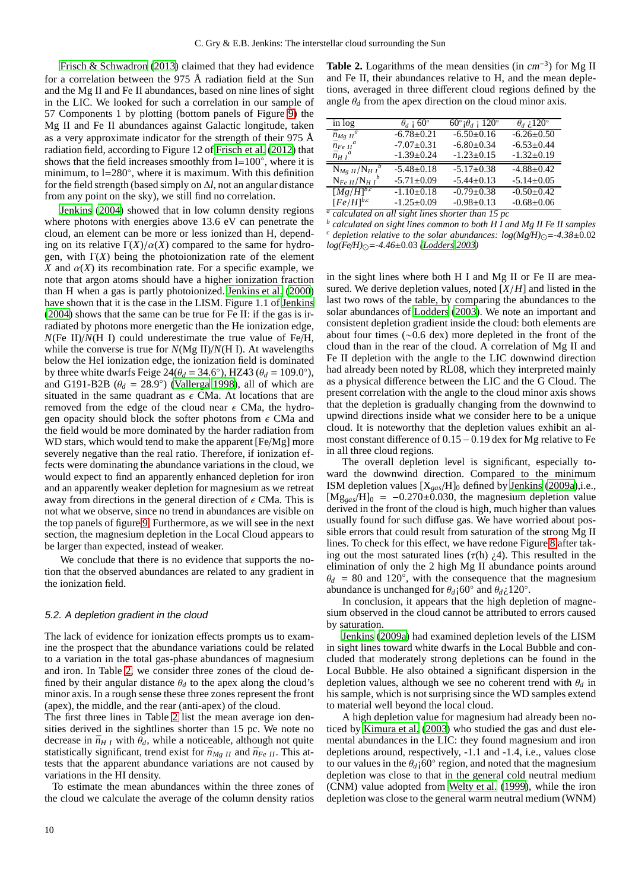Frisch & Schwadron (2013) claimed that they had evidence for a correlation between the 975 Å radiation field at the Sun and the Mg II and Fe II abundances, based on nine lines of sight in the LIC. We looked for such a correlation in our sample of 57 Components 1 by plotting (bottom panels of Figure 9) the Mg II and Fe II abundances against Galactic longitude, taken as a very approximate indicator for the strength of the 975 Å radiation field, according to Figure 12 of Frisch et al. (2012) that shows that the field increases smoothly from l=100°, where it is minimum, to l=280°, where it is maximum. With this definition for the field strength (based simply on $\Delta l$, not an angular distance from any point on the sky), we still find no correlation.

Jenkins (2004) showed that in low column density regions where photons with energies above 13.6 eV can penetrate the cloud, an element can be more or less ionized than H, depending on its relative $\Gamma(X)/\alpha(X)$ compared to the same for hydrogen, with $\Gamma(X)$ being the photoionization rate of the element $X$ and $\alpha(X)$ its recombination rate. For a specific example, we note that argon atoms should have a higher ionization fraction than H when a gas is partly photoionized. Jenkins et al. (2000) have shown that it is the case in the LISM. Figure 1.1 of Jenkins (2004) shows that the same can be true for Fe II: if the gas is irradiated by photons more energetic than the He ionization edge, $N$(Fe II)/$N$(H I) could underestimate the true value of Fe/H, while the converse is true for $N$(Mg II)/$N$(H I). At wavelengths below the HeI ionization edge, the ionization field is dominated by three white dwarfs Feige 24($\theta_d$ = 34.6°), HZ43 ($\theta_d$ = 109.0°), and G191-B2B ($\theta_d$ = 28.9°) (Vallerga 1998), all of which are situated in the same quadrant as $\epsilon$ CMa. At locations that are removed from the edge of the cloud near $\epsilon$ CMa, the hydrogen opacity should block the softer photons from $\epsilon$ CMa and the field would be more dominated by the harder radiation from WD stars, which would tend to make the apparent [Fe/Mg] more severely negative than the real ratio. Therefore, if ionization effects were dominating the abundance variations in the cloud, we would expect to find an apparently enhanced depletion for iron and an apparently weaker depletion for magnesium as we retreat away from directions in the general direction of $\epsilon$ CMa. This is not what we observe, since no trend in abundances are visible on the top panels of figure 9. Furthermore, as we will see in the next section, the magnesium depletion in the Local Cloud appears to be larger than expected, instead of weaker.

We conclude that there is no evidence that supports the notion that the observed abundances are related to any gradient in the ionization field.

### 5.2. A depletion gradient in the cloud

The lack of evidence for ionization effects prompts us to examine the prospect that the abundance variations could be related to a variation in the total gas-phase abundances of magnesium and iron. In Table 2, we consider three zones of the cloud defined by their angular distance $\theta_d$ to the apex along the cloud's minor axis. In a rough sense these three zones represent the front (apex), the middle, and the rear (anti-apex) of the cloud.

The first three lines in Table 2 list the mean average ion densities derived in the sightlines shorter than 15 pc. We note no decrease in $\bar{n}_{H\ I}$ with $\theta_d$, while a noticeable, although not quite statistically significant, trend exist for $\bar{n}_{Mg\ II}$ and $\bar{n}_{Fe\ II}$. This attests that the apparent abundance variations are not caused by variations in the HI density.

To estimate the mean abundances within the three zones of the cloud we calculate the average of the column density ratios

**Table 2.** Logarithms of the mean densities (in $cm^{-3}$) for Mg II and Fe II, their abundances relative to H, and the mean depletions, averaged in three different cloud regions defined by the angle $\theta_d$ from the apex direction on the cloud minor axis.

| in log | $\theta_d$ < 60° | 60° < $\theta_d$ < 120° | $\theta_d$ > 120° |
|---|---|---|---|
| $\bar{n}_{Mg\ II}$ [a] | -6.78±0.21 | -6.50±0.16 | -6.26±0.50 |
| $\bar{n}_{Fe\ II}$ [a] | -7.07±0.31 | -6.80±0.34 | -6.53±0.44 |
| $\bar{n}_{H\ I}$ [a] | -1.39±0.24 | -1.23±0.15 | -1.32±0.19 |
| $N_{Mg\ II}/N_{H\ I}$ [b] | -5.48±0.18 | -5.17±0.38 | -4.88±0.42 |
| $N_{Fe\ II}/N_{H\ I}$ [b] | -5.71±0.09 | -5.44±0.13 | -5.14±0.05 |
| $[Mg/H]$ [b,c] | -1.10±0.18 | -0.79±0.38 | -0.50±0.42 |
| $[Fe/H]$ [b,c] | -1.25±0.09 | -0.98±0.13 | -0.68±0.06 |

[a] *calculated on all sight lines shorter than 15 pc*
[b] *calculated on sight lines common to both H I and Mg II Fe II samples*
[c] *depletion relative to the solar abundances: log(Mg/H)$_\odot$=-4.38±0.02 log(Fe/H)$_\odot$=-4.46±0.03 (Lodders 2003)*

in the sight lines where both H I and Mg II or Fe II are measured. We derive depletion values, noted $[X/H]$ and listed in the last two rows of the table, by comparing the abundances to the solar abundances of Lodders (2003). We note an important and consistent depletion gradient inside the cloud: both elements are about four times (~0.6 dex) more depleted in the front of the cloud than in the rear of the cloud. A correlation of Mg II and Fe II depletion with the angle to the LIC downwind direction had already been noted by RL08, which they interpreted mainly as a physical difference between the LIC and the G Cloud. The present correlation with the angle to the cloud minor axis shows that the depletion is gradually changing from the downwind to upwind directions inside what we consider here to be a unique cloud. It is noteworthy that the depletion values exhibit an almost constant difference of 0.15 – 0.19 dex for Mg relative to Fe in all three cloud regions.

The overall depletion level is significant, especially toward the downwind direction. Compared to the minimum ISM depletion values [$X_{gas}$/H]$_0$ defined by Jenkins (2009a),i.e., [$Mg_{gas}$/H]$_0$ = −0.270±0.030, the magnesium depletion value derived in the front of the cloud is high, much higher than values usually found for such diffuse gas. We have worried about possible errors that could result from saturation of the strong Mg II lines. To check for this effect, we have redone Figure 8 after taking out the most saturated lines ($\tau$(h) > 4). This resulted in the elimination of only the 2 high Mg II abundance points around $\theta_d$ = 80 and 120°, with the consequence that the magnesium abundance is unchanged for $\theta_d$<60° and $\theta_d$>120°.

In conclusion, it appears that the high depletion of magnesium observed in the cloud cannot be attributed to errors caused by saturation.

Jenkins (2009a) had examined depletion levels of the LISM in sight lines toward white dwarfs in the Local Bubble and concluded that moderately strong depletions can be found in the Local Bubble. He also obtained a significant dispersion in the depletion values, although we see no coherent trend with $\theta_d$ in his sample, which is not surprising since the WD samples extend to material well beyond the local cloud.

A high depletion value for magnesium had already been noticed by Kimura et al. (2003) who studied the gas and dust elemental abundances in the LIC: they found magnesium and iron depletions around, respectively, -1.1 and -1.4, i.e., values close to our values in the $\theta_d$<60° region, and noted that the magnesium depletion was close to that in the general cold neutral medium (CNM) value adopted from Welty et al. (1999), while the iron depletion was close to the general warm neutral medium (WNM)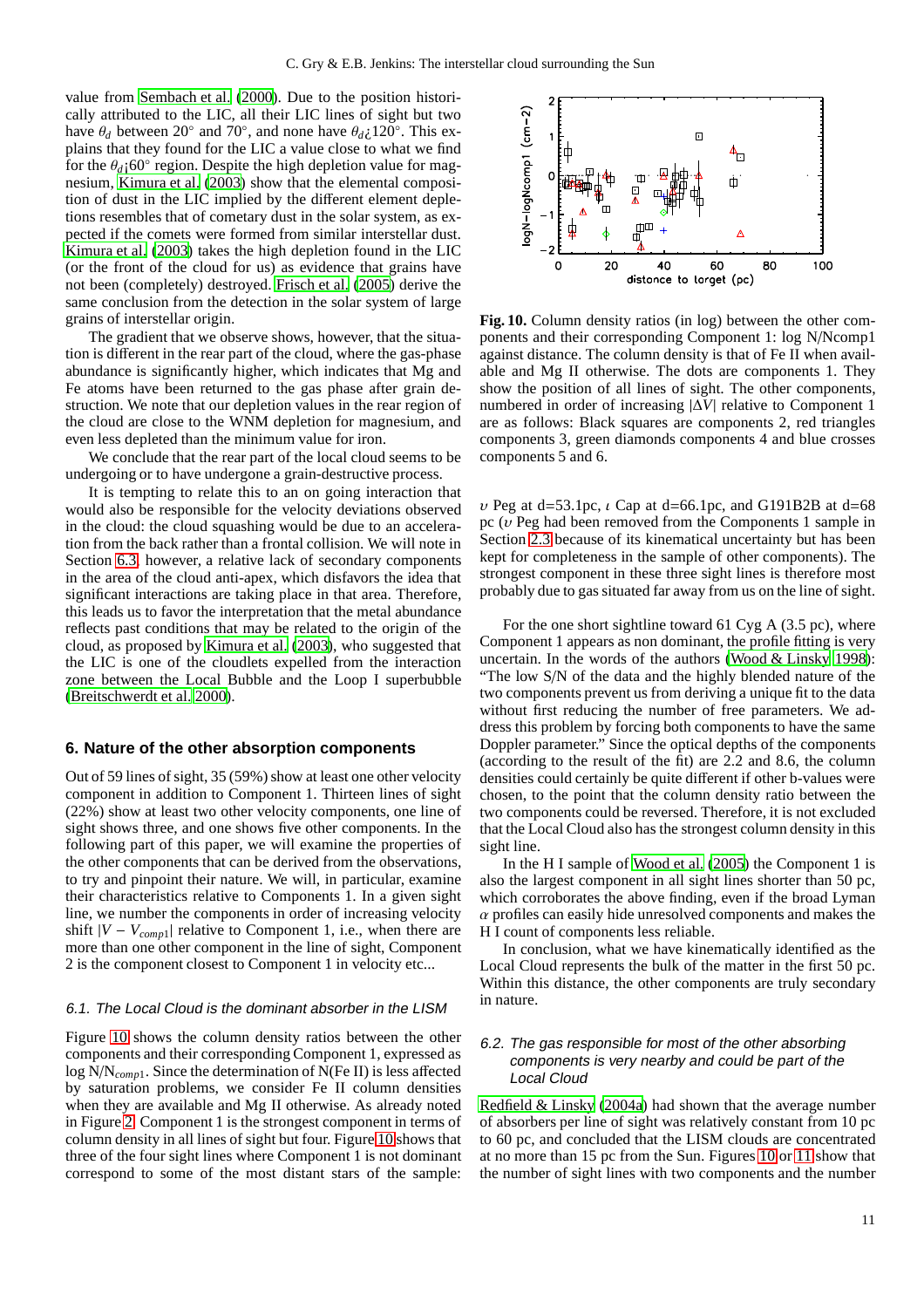value from Sembach et al. (2000). Due to the position historically attributed to the LIC, all their LIC lines of sight but two have $\theta_d$ between 20° and 70°, and none have $\theta_d$¿120°. This explains that they found for the LIC a value close to what we find for the $\theta_d$¡60° region. Despite the high depletion value for magnesium, Kimura et al. (2003) show that the elemental composition of dust in the LIC implied by the different element depletions resembles that of cometary dust in the solar system, as expected if the comets were formed from similar interstellar dust. Kimura et al. (2003) takes the high depletion found in the LIC (or the front of the cloud for us) as evidence that grains have not been (completely) destroyed. Frisch et al. (2005) derive the same conclusion from the detection in the solar system of large grains of interstellar origin.

The gradient that we observe shows, however, that the situation is different in the rear part of the cloud, where the gas-phase abundance is significantly higher, which indicates that Mg and Fe atoms have been returned to the gas phase after grain destruction. We note that our depletion values in the rear region of the cloud are close to the WNM depletion for magnesium, and even less depleted than the minimum value for iron.

We conclude that the rear part of the local cloud seems to be undergoing or to have undergone a grain-destructive process.

It is tempting to relate this to an on going interaction that would also be responsible for the velocity deviations observed in the cloud: the cloud squashing would be due to an acceleration from the back rather than a frontal collision. We will note in Section 6.3, however, a relative lack of secondary components in the area of the cloud anti-apex, which disfavors the idea that significant interactions are taking place in that area. Therefore, this leads us to favor the interpretation that the metal abundance reflects past conditions that may be related to the origin of the cloud, as proposed by Kimura et al. (2003), who suggested that the LIC is one of the cloudlets expelled from the interaction zone between the Local Bubble and the Loop I superbubble (Breitschwerdt et al. 2000).

## 6. Nature of the other absorption components

Out of 59 lines of sight, 35 (59%) show at least one other velocity component in addition to Component 1. Thirteen lines of sight (22%) show at least two other velocity components, one line of sight shows three, and one shows five other components. In the following part of this paper, we will examine the properties of the other components that can be derived from the observations, to try and pinpoint their nature. We will, in particular, examine their characteristics relative to Components 1. In a given sight line, we number the components in order of increasing velocity shift $|V - V_{comp1}|$ relative to Component 1, i.e., when there are more than one other component in the line of sight, Component 2 is the component closest to Component 1 in velocity etc...

### *6.1. The Local Cloud is the dominant absorber in the LISM*

Figure 10 shows the column density ratios between the other components and their corresponding Component 1, expressed as log $N/N_{comp1}$. Since the determination of N(Fe II) is less affected by saturation problems, we consider Fe II column densities when they are available and Mg II otherwise. As already noted in Figure 2, Component 1 is the strongest component in terms of column density in all lines of sight but four. Figure 10 shows that three of the four sight lines where Component 1 is not dominant correspond to some of the most distant stars of the sample: $\upsilon$ Peg at d=53.1pc, $\iota$ Cap at d=66.1pc, and G191B2B at d=68 pc ($\upsilon$ Peg had been removed from the Components 1 sample in Section 2.3 because of its kinematical uncertainty but has been kept for completeness in the sample of other components). The strongest component in these three sight lines is therefore most probably due to gas situated far away from us on the line of sight.

**Fig. 10.** Column density ratios (in log) between the other components and their corresponding Component 1: log N/Ncomp1 against distance. The column density is that of Fe II when available and Mg II otherwise. The dots are components 1. They show the position of all lines of sight. The other components, numbered in order of increasing $|\Delta V|$ relative to Component 1 are as follows: Black squares are components 2, red triangles components 3, green diamonds components 4 and blue crosses components 5 and 6.

For the one short sightline toward 61 Cyg A (3.5 pc), where Component 1 appears as non dominant, the profile fitting is very uncertain. In the words of the authors (Wood & Linsky 1998): "The low S/N of the data and the highly blended nature of the two components prevent us from deriving a unique fit to the data without first reducing the number of free parameters. We address this problem by forcing both components to have the same Doppler parameter." Since the optical depths of the components (according to the result of the fit) are 2.2 and 8.6, the column densities could certainly be quite different if other b-values were chosen, to the point that the column density ratio between the two components could be reversed. Therefore, it is not excluded that the Local Cloud also has the strongest column density in this sight line.

In the H I sample of Wood et al. (2005) the Component 1 is also the largest component in all sight lines shorter than 50 pc, which corroborates the above finding, even if the broad Lyman $\alpha$ profiles can easily hide unresolved components and makes the H I count of components less reliable.

In conclusion, what we have kinematically identified as the Local Cloud represents the bulk of the matter in the first 50 pc. Within this distance, the other components are truly secondary in nature.

### *6.2. The gas responsible for most of the other absorbing components is very nearby and could be part of the Local Cloud*

Redfield & Linsky (2004a) had shown that the average number of absorbers per line of sight was relatively constant from 10 pc to 60 pc, and concluded that the LISM clouds are concentrated at no more than 15 pc from the Sun. Figures 10 or 11 show that the number of sight lines with two components and the number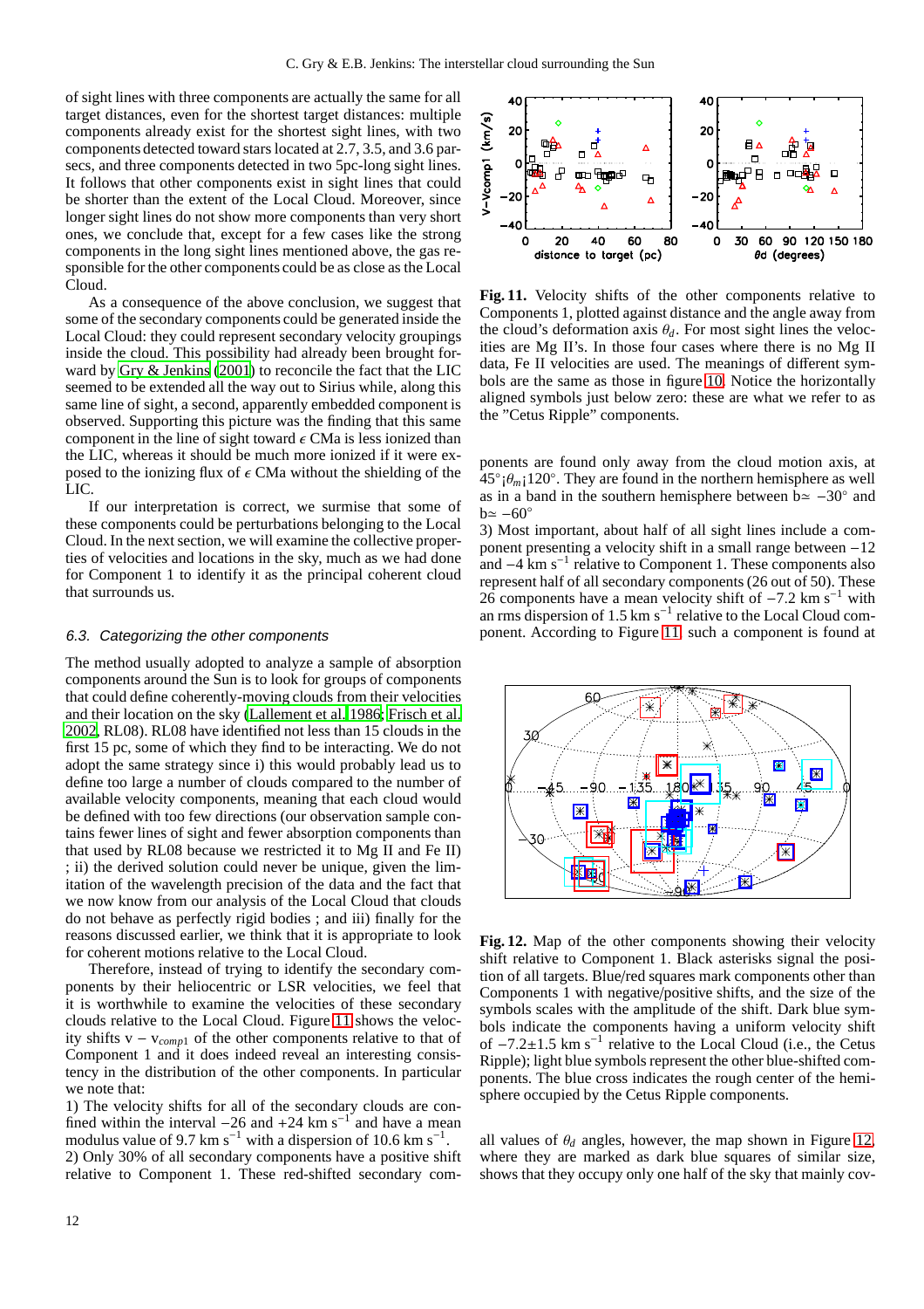of sight lines with three components are actually the same for all target distances, even for the shortest target distances: multiple components already exist for the shortest sight lines, with two components detected toward stars located at 2.7, 3.5, and 3.6 parsecs, and three components detected in two 5pc-long sight lines. It follows that other components exist in sight lines that could be shorter than the extent of the Local Cloud. Moreover, since longer sight lines do not show more components than very short ones, we conclude that, except for a few cases like the strong components in the long sight lines mentioned above, the gas responsible for the other components could be as close as the Local Cloud.

As a consequence of the above conclusion, we suggest that some of the secondary components could be generated inside the Local Cloud: they could represent secondary velocity groupings inside the cloud. This possibility had already been brought forward by Gry & Jenkins (2001) to reconcile the fact that the LIC seemed to be extended all the way out to Sirius while, along this same line of sight, a second, apparently embedded component is observed. Supporting this picture was the finding that this same component in the line of sight toward $\epsilon$ CMa is less ionized than the LIC, whereas it should be much more ionized if it were exposed to the ionizing flux of $\epsilon$ CMa without the shielding of the LIC.

If our interpretation is correct, we surmise that some of these components could be perturbations belonging to the Local Cloud. In the next section, we will examine the collective properties of velocities and locations in the sky, much as we had done for Component 1 to identify it as the principal coherent cloud that surrounds us.

### 6.3. Categorizing the other components

The method usually adopted to analyze a sample of absorption components around the Sun is to look for groups of components that could define coherently-moving clouds from their velocities and their location on the sky (Lallement et al. 1986; Frisch et al. 2002, RL08). RL08 have identified not less than 15 clouds in the first 15 pc, some of which they find to be interacting. We do not adopt the same strategy since i) this would probably lead us to define too large a number of clouds compared to the number of available velocity components, meaning that each cloud would be defined with too few directions (our observation sample contains fewer lines of sight and fewer absorption components than that used by RL08 because we restricted it to Mg II and Fe II) ; ii) the derived solution could never be unique, given the limitation of the wavelength precision of the data and the fact that we now know from our analysis of the Local Cloud that clouds do not behave as perfectly rigid bodies ; and iii) finally for the reasons discussed earlier, we think that it is appropriate to look for coherent motions relative to the Local Cloud.

Therefore, instead of trying to identify the secondary components by their heliocentric or LSR velocities, we feel that it is worthwhile to examine the velocities of these secondary clouds relative to the Local Cloud. Figure 11 shows the velocity shifts v − $v_{comp1}$ of the other components relative to that of Component 1 and it does indeed reveal an interesting consistency in the distribution of the other components. In particular we note that:

1) The velocity shifts for all of the secondary clouds are confined within the interval −26 and +24 km s$^{-1}$ and have a mean modulus value of 9.7 km s$^{-1}$ with a dispersion of 10.6 km s$^{-1}$.

2) Only 30% of all secondary components have a positive shift relative to Component 1. These red-shifted secondary components are found only away from the cloud motion axis, at 45°¡$\theta_m$¡120°. They are found in the northern hemisphere as well as in a band in the southern hemisphere between b≃ −30° and b≃ −60°

3) Most important, about half of all sight lines include a component presenting a velocity shift in a small range between −12 and −4 km s$^{-1}$ relative to Component 1. These components also represent half of all secondary components (26 out of 50). These 26 components have a mean velocity shift of −7.2 km s$^{-1}$ with an rms dispersion of 1.5 km s$^{-1}$ relative to the Local Cloud component. According to Figure 11, such a component is found at all values of $\theta_d$ angles, however, the map shown in Figure 12, where they are marked as dark blue squares of similar size, shows that they occupy only one half of the sky that mainly cov-

**Fig. 11.** Velocity shifts of the other components relative to Components 1, plotted against distance and the angle away from the cloud's deformation axis $\theta_d$. For most sight lines the velocities are Mg II's. In those four cases where there is no Mg II data, Fe II velocities are used. The meanings of different symbols are the same as those in figure 10. Notice the horizontally aligned symbols just below zero: these are what we refer to as the "Cetus Ripple" components.

**Fig. 12.** Map of the other components showing their velocity shift relative to Component 1. Black asterisks signal the position of all targets. Blue/red squares mark components other than Components 1 with negative/positive shifts, and the size of the symbols scales with the amplitude of the shift. Dark blue symbols indicate the components having a uniform velocity shift of −7.2±1.5 km s$^{-1}$ relative to the Local Cloud (i.e., the Cetus Ripple); light blue symbols represent the other blue-shifted components. The blue cross indicates the rough center of the hemisphere occupied by the Cetus Ripple components.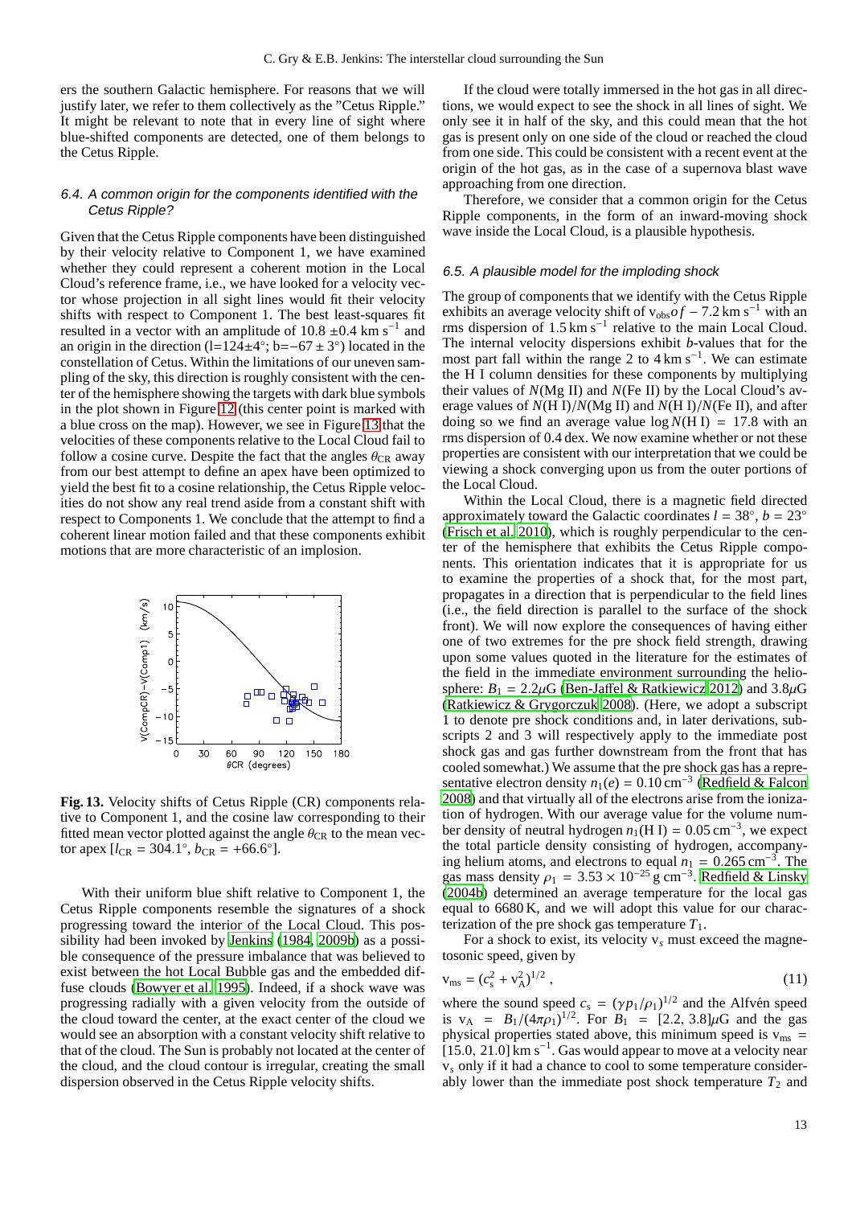ers the southern Galactic hemisphere. For reasons that we will justify later, we refer to them collectively as the "Cetus Ripple." It might be relevant to note that in every line of sight where blue-shifted components are detected, one of them belongs to the Cetus Ripple.

### 6.4. A common origin for the components identified with the Cetus Ripple?

Given that the Cetus Ripple components have been distinguished by their velocity relative to Component 1, we have examined whether they could represent a coherent motion in the Local Cloud's reference frame, i.e., we have looked for a velocity vector whose projection in all sight lines would fit their velocity shifts with respect to Component 1. The best least-squares fit resulted in a vector with an amplitude of 10.8 ±0.4 km s$^{-1}$ and an origin in the direction (l=124±4°; b=−67 ± 3°) located in the constellation of Cetus. Within the limitations of our uneven sampling of the sky, this direction is roughly consistent with the center of the hemisphere showing the targets with dark blue symbols in the plot shown in Figure 12 (this center point is marked with a blue cross on the map). However, we see in Figure 13 that the velocities of these components relative to the Local Cloud fail to follow a cosine curve. Despite the fact that the angles $\theta_{\rm CR}$ away from our best attempt to define an apex have been optimized to yield the best fit to a cosine relationship, the Cetus Ripple velocities do not show any real trend aside from a constant shift with respect to Components 1. We conclude that the attempt to find a coherent linear motion failed and that these components exhibit motions that are more characteristic of an implosion.

**Fig. 13.** Velocity shifts of Cetus Ripple (CR) components relative to Component 1, and the cosine law corresponding to their fitted mean vector plotted against the angle $\theta_{\rm CR}$ to the mean vector apex [$l_{\rm CR}$ = 304.1°, $b_{\rm CR}$ = +66.6°].

With their uniform blue shift relative to Component 1, the Cetus Ripple components resemble the signatures of a shock progressing toward the interior of the Local Cloud. This possibility had been invoked by Jenkins (1984, 2009b) as a possible consequence of the pressure imbalance that was believed to exist between the hot Local Bubble gas and the embedded diffuse clouds (Bowyer et al. 1995). Indeed, if a shock wave was progressing radially with a given velocity from the outside of the cloud toward the center, at the exact center of the cloud we would see an absorption with a constant velocity shift relative to that of the cloud. The Sun is probably not located at the center of the cloud, and the cloud contour is irregular, creating the small dispersion observed in the Cetus Ripple velocity shifts.

If the cloud were totally immersed in the hot gas in all directions, we would expect to see the shock in all lines of sight. We only see it in half of the sky, and this could mean that the hot gas is present only on one side of the cloud or reached the cloud from one side. This could be consistent with a recent event at the origin of the hot gas, as in the case of a supernova blast wave approaching from one direction.

Therefore, we consider that a common origin for the Cetus Ripple components, in the form of an inward-moving shock wave inside the Local Cloud, is a plausible hypothesis.

### 6.5. A plausible model for the imploding shock

The group of components that we identify with the Cetus Ripple exhibits an average velocity shift of $v_{\rm obs}of - 7.2$ km s$^{-1}$ with an rms dispersion of 1.5 km s$^{-1}$ relative to the main Local Cloud. The internal velocity dispersions exhibit $b$-values that for the most part fall within the range 2 to 4 km s$^{-1}$. We can estimate the H I column densities for these components by multiplying their values of $N$(Mg II) and $N$(Fe II) by the Local Cloud's average values of $N$(H I)/$N$(Mg II) and $N$(H I)/$N$(Fe II), and after doing so we find an average value $\log N(\text{H I}) = 17.8$ with an rms dispersion of 0.4 dex. We now examine whether or not these properties are consistent with our interpretation that we could be viewing a shock converging upon us from the outer portions of the Local Cloud.

Within the Local Cloud, there is a magnetic field directed approximately toward the Galactic coordinates $l = 38°$, $b = 23°$ (Frisch et al. 2010), which is roughly perpendicular to the center of the hemisphere that exhibits the Cetus Ripple components. This orientation indicates that it is appropriate for us to examine the properties of a shock that, for the most part, propagates in a direction that is perpendicular to the field lines (i.e., the field direction is parallel to the surface of the shock front). We will now explore the consequences of having either one of two extremes for the pre shock field strength, drawing upon some values quoted in the literature for the estimates of the field in the immediate environment surrounding the heliosphere: $B_1 = 2.2\mu$G (Ben-Jaffel & Ratkiewicz 2012) and 3.8$\mu$G (Ratkiewicz & Grygorczuk 2008). (Here, we adopt a subscript 1 to denote pre shock conditions and, in later derivations, subscripts 2 and 3 will respectively apply to the immediate post shock gas and gas further downstream from the front that has cooled somewhat.) We assume that the pre shock gas has a representative electron density $n_1(e) = 0.10$ cm$^{-3}$ (Redfield & Falcon 2008) and that virtually all of the electrons arise from the ionization of hydrogen. With our average value for the volume number density of neutral hydrogen $n_1(\text{H I}) = 0.05$ cm$^{-3}$, we expect the total particle density consisting of hydrogen, accompanying helium atoms, and electrons to equal $n_1 = 0.265$ cm$^{-3}$. The gas mass density $\rho_1 = 3.53 \times 10^{-25}$ g cm$^{-3}$. Redfield & Linsky (2004b) determined an average temperature for the local gas equal to 6680 K, and we will adopt this value for our characterization of the pre shock gas temperature $T_1$.

For a shock to exist, its velocity $v_s$ must exceed the magnetosonic speed, given by

$$v_{\rm ms} = (c_s^2 + v_A^2)^{1/2}, \quad (11)$$

where the sound speed $c_s = (\gamma p_1/\rho_1)^{1/2}$ and the Alfvén speed is $v_A = B_1/(4\pi\rho_1)^{1/2}$. For $B_1 = [2.2, 3.8]\mu$G and the gas physical properties stated above, this minimum speed is $v_{\rm ms} = [15.0, 21.0]$ km s$^{-1}$. Gas would appear to move at a velocity near $v_s$ only if it had a chance to cool to some temperature considerably lower than the immediate post shock temperature $T_2$ and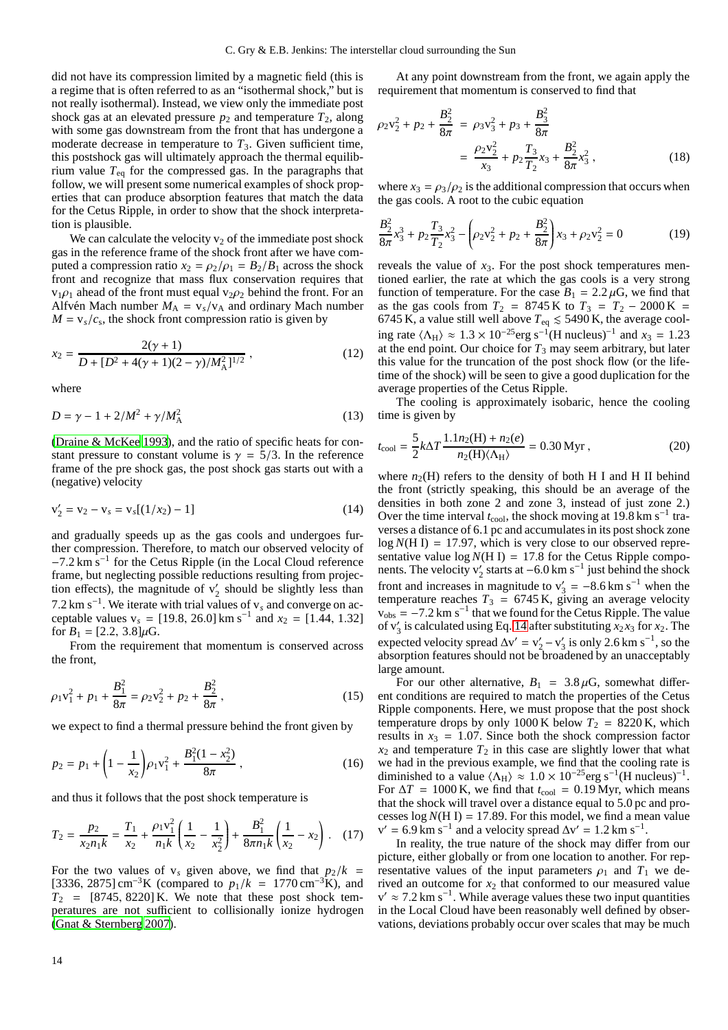did not have its compression limited by a magnetic field (this is a regime that is often referred to as an "isothermal shock," but is not really isothermal). Instead, we view only the immediate post shock gas at an elevated pressure $p_2$ and temperature $T_2$, along with some gas downstream from the front that has undergone a moderate decrease in temperature to $T_3$. Given sufficient time, this postshock gas will ultimately approach the thermal equilibrium value $T_{\rm eq}$ for the compressed gas. In the paragraphs that follow, we will present some numerical examples of shock properties that can produce absorption features that match the data for the Cetus Ripple, in order to show that the shock interpretation is plausible.

We can calculate the velocity $v_2$ of the immediate post shock gas in the reference frame of the shock front after we have computed a compression ratio $x_2 = \rho_2/\rho_1 = B_2/B_1$ across the shock front and recognize that mass flux conservation requires that $v_1\rho_1$ ahead of the front must equal $v_2\rho_2$ behind the front. For an Alfvén Mach number $M_{\rm A} = v_s/v_{\rm A}$ and ordinary Mach number $M = v_s/c_s$, the shock front compression ratio is given by

$$x_2 = \frac{2(\gamma+1)}{D + [D^2 + 4(\gamma+1)(2-\gamma)/M_{\rm A}^2]^{1/2}}\,, \tag{12}$$

where

$$D = \gamma - 1 + 2/M^2 + \gamma/M_{\rm A}^2 \tag{13}$$

(Draine & McKee 1993), and the ratio of specific heats for constant pressure to constant volume is $\gamma = 5/3$. In the reference frame of the pre shock gas, the post shock gas starts out with a (negative) velocity

$$v_2' = v_2 - v_s = v_s[(1/x_2) - 1] \tag{14}$$

and gradually speeds up as the gas cools and undergoes further compression. Therefore, to match our observed velocity of $-7.2\,{\rm km\,s^{-1}}$ for the Cetus Ripple (in the Local Cloud reference frame, but neglecting possible reductions resulting from projection effects), the magnitude of $v_2'$ should be slightly less than $7.2\,{\rm km\,s^{-1}}$. We iterate with trial values of $v_s$ and converge on acceptable values $v_s = [19.8, 26.0]\,{\rm km\,s^{-1}}$ and $x_2 = [1.44, 1.32]$ for $B_1 = [2.2, 3.8]\mu$G.

From the requirement that momentum is conserved across the front,

$$\rho_1 v_1^2 + p_1 + \frac{B_1^2}{8\pi} = \rho_2 v_2^2 + p_2 + \frac{B_2^2}{8\pi}\,, \tag{15}$$

we expect to find a thermal pressure behind the front given by

$$p_2 = p_1 + \left(1 - \frac{1}{x_2}\right)\rho_1 v_1^2 + \frac{B_1^2(1-x_2^2)}{8\pi}\,, \tag{16}$$

and thus it follows that the post shock temperature is

$$T_2 = \frac{p_2}{x_2 n_1 k} = \frac{T_1}{x_2} + \frac{\rho_1 v_1^2}{n_1 k}\left(\frac{1}{x_2} - \frac{1}{x_2^2}\right) + \frac{B_1^2}{8\pi n_1 k}\left(\frac{1}{x_2} - x_2\right)\,. \tag{17}$$

For the two values of $v_s$ given above, we find that $p_2/k = [3336, 2875]\,{\rm cm^{-3}K}$ (compared to $p_1/k = 1770\,{\rm cm^{-3}K}$), and $T_2 = [8745, 8220]\,$K. We note that these post shock temperatures are not sufficient to collisionally ionize hydrogen (Gnat & Sternberg 2007).

At any point downstream from the front, we again apply the requirement that momentum is conserved to find that

$$\begin{aligned}\rho_2 v_2^2 + p_2 + \frac{B_2^2}{8\pi} &= \rho_3 v_3^2 + p_3 + \frac{B_3^2}{8\pi}\\ &= \frac{\rho_2 v_2^2}{x_3} + p_2\frac{T_3}{T_2}x_3 + \frac{B_2^2}{8\pi}x_3^2\,,\end{aligned} \tag{18}$$

where $x_3 = \rho_3/\rho_2$ is the additional compression that occurs when the gas cools. A root to the cubic equation

$$\frac{B_2^2}{8\pi}x_3^3 + p_2\frac{T_3}{T_2}x_3^2 - \left(\rho_2 v_2^2 + p_2 + \frac{B_2^2}{8\pi}\right)x_3 + \rho_2 v_2^2 = 0 \tag{19}$$

reveals the value of $x_3$. For the post shock temperatures mentioned earlier, the rate at which the gas cools is a very strong function of temperature. For the case $B_1 = 2.2\,\mu$G, we find that as the gas cools from $T_2 = 8745\,$K to $T_3 = T_2 - 2000\,{\rm K} = 6745\,$K, a value still well above $T_{\rm eq} \lesssim 5490\,$K, the average cooling rate $\langle\Lambda_{\rm H}\rangle \approx 1.3\times10^{-25}{\rm erg\,s^{-1}(H\ nucleus)^{-1}}$ and $x_3 = 1.23$ at the end point. Our choice for $T_3$ may seem arbitrary, but later this value for the truncation of the post shock flow (or the lifetime of the shock) will be seen to give a good duplication for the average properties of the Cetus Ripple.

The cooling is approximately isobaric, hence the cooling time is given by

$$t_{\rm cool} = \frac{5}{2}k\Delta T\frac{1.1n_2({\rm H}) + n_2(e)}{n_2({\rm H})\langle\Lambda_{\rm H}\rangle} = 0.30\,{\rm Myr}\,, \tag{20}$$

where $n_2$(H) refers to the density of both H I and H II behind the front (strictly speaking, this should be an average of the densities in both zone 2 and zone 3, instead of just zone 2.) Over the time interval $t_{\rm cool}$, the shock moving at $19.8\,{\rm km\,s^{-1}}$ traverses a distance of 6.1 pc and accumulates in its post shock zone $\log N({\rm H\ I}) = 17.97$, which is very close to our observed representative value $\log N({\rm H\ I}) = 17.8$ for the Cetus Ripple components. The velocity $v_2'$ starts at $-6.0\,{\rm km\,s^{-1}}$ just behind the shock front and increases in magnitude to $v_3' = -8.6\,{\rm km\,s^{-1}}$ when the temperature reaches $T_3 = 6745\,$K, giving an average velocity $v_{\rm obs} = -7.2\,{\rm km\,s^{-1}}$ that we found for the Cetus Ripple. The value of $v_3'$ is calculated using Eq. 14 after substituting $x_2x_3$ for $x_2$. The expected velocity spread $\Delta v' = v_2' - v_3'$ is only $2.6\,{\rm km\,s^{-1}}$, so the absorption features should not be broadened by an unacceptably large amount.

For our other alternative, $B_1 = 3.8\,\mu$G, somewhat different conditions are required to match the properties of the Cetus Ripple components. Here, we must propose that the post shock temperature drops by only 1000 K below $T_2 = 8220\,$K, which results in $x_3 = 1.07$. Since both the shock compression factor $x_2$ and temperature $T_2$ in this case are slightly lower that what we had in the previous example, we find that the cooling rate is diminished to a value $\langle\Lambda_{\rm H}\rangle \approx 1.0\times10^{-25}{\rm erg\,s^{-1}(H\ nucleus)^{-1}}$. For $\Delta T = 1000\,$K, we find that $t_{\rm cool} = 0.19\,$Myr, which means that the shock will travel over a distance equal to 5.0 pc and processes $\log N({\rm H\ I}) = 17.89$. For this model, we find a mean value $v' = 6.9\,{\rm km\,s^{-1}}$ and a velocity spread $\Delta v' = 1.2\,{\rm km\,s^{-1}}$.

In reality, the true nature of the shock may differ from our picture, either globally or from one location to another. For representative values of the input parameters $\rho_1$ and $T_1$ we derived an outcome for $x_2$ that conformed to our measured value $v' \approx 7.2\,{\rm km\,s^{-1}}$. While average values these two input quantities in the Local Cloud have been reasonably well defined by observations, deviations probably occur over scales that may be much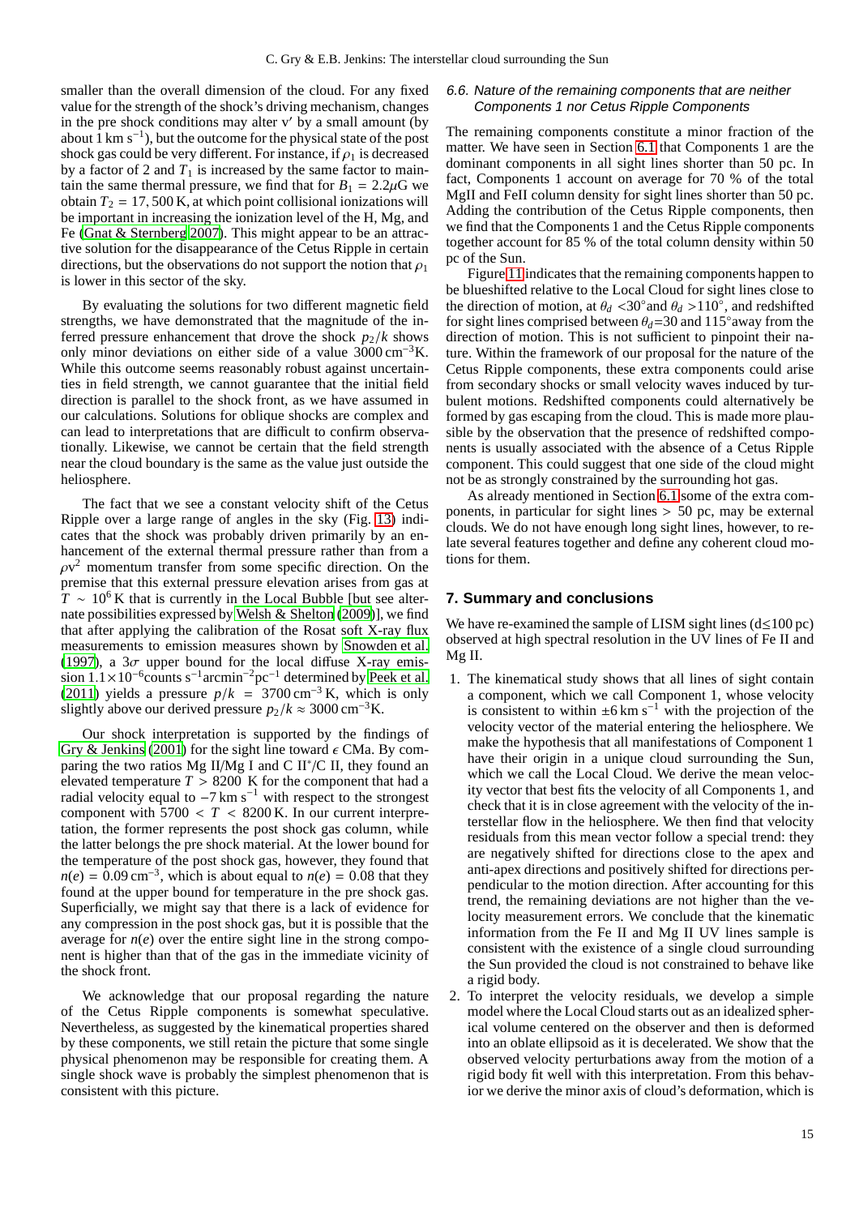smaller than the overall dimension of the cloud. For any fixed value for the strength of the shock's driving mechanism, changes in the pre shock conditions may alter $v'$ by a small amount (by about $1\,\mathrm{km\,s^{-1}}$), but the outcome for the physical state of the post shock gas could be very different. For instance, if $\rho_1$ is decreased by a factor of 2 and $T_1$ is increased by the same factor to maintain the same thermal pressure, we find that for $B_1 = 2.2\mu$G we obtain $T_2 = 17,500\,$K, at which point collisional ionizations will be important in increasing the ionization level of the H, Mg, and Fe (Gnat & Sternberg 2007). This might appear to be an attractive solution for the disappearance of the Cetus Ripple in certain directions, but the observations do not support the notion that $\rho_1$ is lower in this sector of the sky.

By evaluating the solutions for two different magnetic field strengths, we have demonstrated that the magnitude of the inferred pressure enhancement that drove the shock $p_2/k$ shows only minor deviations on either side of a value $3000\,\mathrm{cm^{-3}K}$. While this outcome seems reasonably robust against uncertainties in field strength, we cannot guarantee that the initial field direction is parallel to the shock front, as we have assumed in our calculations. Solutions for oblique shocks are complex and can lead to interpretations that are difficult to confirm observationally. Likewise, we cannot be certain that the field strength near the cloud boundary is the same as the value just outside the heliosphere.

The fact that we see a constant velocity shift of the Cetus Ripple over a large range of angles in the sky (Fig. 13) indicates that the shock was probably driven primarily by an enhancement of the external thermal pressure rather than from a $\rho v^2$ momentum transfer from some specific direction. On the premise that this external pressure elevation arises from gas at $T \sim 10^6\,$K that is currently in the Local Bubble [but see alternate possibilities expressed by Welsh & Shelton (2009)], we find that after applying the calibration of the Rosat soft X-ray flux measurements to emission measures shown by Snowden et al. (1997), a $3\sigma$ upper bound for the local diffuse X-ray emission $1.1\times10^{-6}$counts $\mathrm{s^{-1}arcmin^{-2}pc^{-1}}$ determined by Peek et al. (2011) yields a pressure $p/k = 3700\,\mathrm{cm^{-3}\,K}$, which is only slightly above our derived pressure $p_2/k \approx 3000\,\mathrm{cm^{-3}K}$.

Our shock interpretation is supported by the findings of Gry & Jenkins (2001) for the sight line toward $\epsilon$ CMa. By comparing the two ratios Mg II/Mg I and C II*/C II, they found an elevated temperature $T > 8200$ K for the component that had a radial velocity equal to $-7\,\mathrm{km\,s^{-1}}$ with respect to the strongest component with $5700 < T < 8200\,$K. In our current interpretation, the former represents the post shock gas column, while the latter belongs the pre shock material. At the lower bound for the temperature of the post shock gas, however, they found that $n(e) = 0.09\,\mathrm{cm^{-3}}$, which is about equal to $n(e) = 0.08$ that they found at the upper bound for temperature in the pre shock gas. Superficially, we might say that there is a lack of evidence for any compression in the post shock gas, but it is possible that the average for $n(e)$ over the entire sight line in the strong component is higher than that of the gas in the immediate vicinity of the shock front.

We acknowledge that our proposal regarding the nature of the Cetus Ripple components is somewhat speculative. Nevertheless, as suggested by the kinematical properties shared by these components, we still retain the picture that some single physical phenomenon may be responsible for creating them. A single shock wave is probably the simplest phenomenon that is consistent with this picture.

### 6.6. Nature of the remaining components that are neither Components 1 nor Cetus Ripple Components

The remaining components constitute a minor fraction of the matter. We have seen in Section 6.1 that Components 1 are the dominant components in all sight lines shorter than 50 pc. In fact, Components 1 account on average for 70 % of the total MgII and FeII column density for sight lines shorter than 50 pc. Adding the contribution of the Cetus Ripple components, then we find that the Components 1 and the Cetus Ripple components together account for 85 % of the total column density within 50 pc of the Sun.

Figure 11 indicates that the remaining components happen to be blueshifted relative to the Local Cloud for sight lines close to the direction of motion, at $\theta_d < 30°$ and $\theta_d > 110°$, and redshifted for sight lines comprised between $\theta_d = 30$ and $115°$ away from the direction of motion. This is not sufficient to pinpoint their nature. Within the framework of our proposal for the nature of the Cetus Ripple components, these extra components could arise from secondary shocks or small velocity waves induced by turbulent motions. Redshifted components could alternatively be formed by gas escaping from the cloud. This is made more plausible by the observation that the presence of redshifted components is usually associated with the absence of a Cetus Ripple component. This could suggest that one side of the cloud might not be as strongly constrained by the surrounding hot gas.

As already mentioned in Section 6.1 some of the extra components, in particular for sight lines $> 50$ pc, may be external clouds. We do not have enough long sight lines, however, to relate several features together and define any coherent cloud motions for them.

## 7. Summary and conclusions

We have re-examined the sample of LISM sight lines ($d \lesssim 100$ pc) observed at high spectral resolution in the UV lines of Fe II and Mg II.

1. The kinematical study shows that all lines of sight contain a component, which we call Component 1, whose velocity is consistent to within $\pm6\,\mathrm{km\,s^{-1}}$ with the projection of the velocity vector of the material entering the heliosphere. We make the hypothesis that all manifestations of Component 1 have their origin in a unique cloud surrounding the Sun, which we call the Local Cloud. We derive the mean velocity vector that best fits the velocity of all Components 1, and check that it is in close agreement with the velocity of the interstellar flow in the heliosphere. We then find that velocity residuals from this mean vector follow a special trend: they are negatively shifted for directions close to the apex and anti-apex directions and positively shifted for directions perpendicular to the motion direction. After accounting for this trend, the remaining deviations are not higher than the velocity measurement errors. We conclude that the kinematic information from the Fe II and Mg II UV lines sample is consistent with the existence of a single cloud surrounding the Sun provided the cloud is not constrained to behave like a rigid body.
2. To interpret the velocity residuals, we develop a simple model where the Local Cloud starts out as an idealized spherical volume centered on the observer and then is deformed into an oblate ellipsoid as it is decelerated. We show that the observed velocity perturbations away from the motion of a rigid body fit well with this interpretation. From this behavior we derive the minor axis of cloud's deformation, which is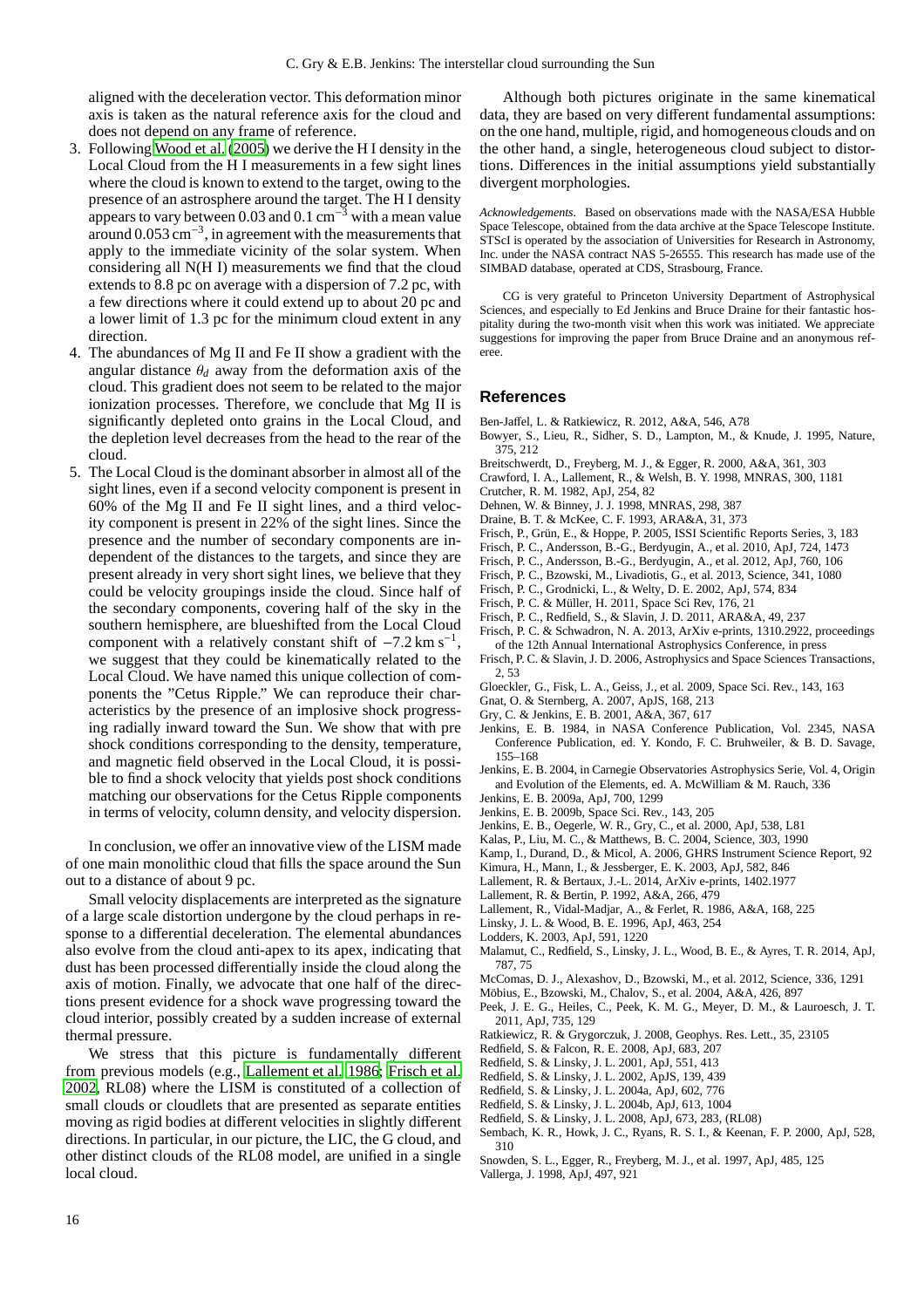aligned with the deceleration vector. This deformation minor axis is taken as the natural reference axis for the cloud and does not depend on any frame of reference.

3. Following Wood et al. (2005) we derive the H I density in the Local Cloud from the H I measurements in a few sight lines where the cloud is known to extend to the target, owing to the presence of an astrosphere around the target. The H I density appears to vary between 0.03 and 0.1 $\mathrm{cm^{-3}}$ with a mean value around 0.053 $\mathrm{cm^{-3}}$, in agreement with the measurements that apply to the immediate vicinity of the solar system. When considering all N(H I) measurements we find that the cloud extends to 8.8 pc on average with a dispersion of 7.2 pc, with a few directions where it could extend up to about 20 pc and a lower limit of 1.3 pc for the minimum cloud extent in any direction.
4. The abundances of Mg II and Fe II show a gradient with the angular distance $\theta_d$ away from the deformation axis of the cloud. This gradient does not seem to be related to the major ionization processes. Therefore, we conclude that Mg II is significantly depleted onto grains in the Local Cloud, and the depletion level decreases from the head to the rear of the cloud.
5. The Local Cloud is the dominant absorber in almost all of the sight lines, even if a second velocity component is present in 60% of the Mg II and Fe II sight lines, and a third velocity component is present in 22% of the sight lines. Since the presence and the number of secondary components are independent of the distances to the targets, and since they are present already in very short sight lines, we believe that they could be velocity groupings inside the cloud. Since half of the secondary components, covering half of the sky in the southern hemisphere, are blueshifted from the Local Cloud component with a relatively constant shift of $-7.2\,\mathrm{km\,s^{-1}}$, we suggest that they could be kinematically related to the Local Cloud. We have named this unique collection of components the "Cetus Ripple." We can reproduce their characteristics by the presence of an implosive shock progressing radially inward toward the Sun. We show that with pre shock conditions corresponding to the density, temperature, and magnetic field observed in the Local Cloud, it is possible to find a shock velocity that yields post shock conditions matching our observations for the Cetus Ripple components in terms of velocity, column density, and velocity dispersion.

In conclusion, we offer an innovative view of the LISM made of one main monolithic cloud that fills the space around the Sun out to a distance of about 9 pc.

Small velocity displacements are interpreted as the signature of a large scale distortion undergone by the cloud perhaps in response to a differential deceleration. The elemental abundances also evolve from the cloud anti-apex to its apex, indicating that dust has been processed differentially inside the cloud along the axis of motion. Finally, we advocate that one half of the directions present evidence for a shock wave progressing toward the cloud interior, possibly created by a sudden increase of external thermal pressure.

We stress that this picture is fundamentally different from previous models (e.g., Lallement et al. 1986; Frisch et al. 2002, RL08) where the LISM is constituted of a collection of small clouds or cloudlets that are presented as separate entities moving as rigid bodies at different velocities in slightly different directions. In particular, in our picture, the LIC, the G cloud, and other distinct clouds of the RL08 model, are unified in a single local cloud.

Although both pictures originate in the same kinematical data, they are based on very different fundamental assumptions: on the one hand, multiple, rigid, and homogeneous clouds and on the other hand, a single, heterogeneous cloud subject to distortions. Differences in the initial assumptions yield substantially divergent morphologies.

*Acknowledgements.* Based on observations made with the NASA/ESA Hubble Space Telescope, obtained from the data archive at the Space Telescope Institute. STScI is operated by the association of Universities for Research in Astronomy, Inc. under the NASA contract NAS 5-26555. This research has made use of the SIMBAD database, operated at CDS, Strasbourg, France.

CG is very grateful to Princeton University Department of Astrophysical Sciences, and especially to Ed Jenkins and Bruce Draine for their fantastic hospitality during the two-month visit when this work was initiated. We appreciate suggestions for improving the paper from Bruce Draine and an anonymous referee.

## References

Ben-Jaffel, L. & Ratkiewicz, R. 2012, A&A, 546, A78
Bowyer, S., Lieu, R., Sidher, S. D., Lampton, M., & Knude, J. 1995, Nature, 375, 212
Breitschwerdt, D., Freyberg, M. J., & Egger, R. 2000, A&A, 361, 303
Crawford, I. A., Lallement, R., & Welsh, B. Y. 1998, MNRAS, 300, 1181
Crutcher, R. M. 1982, ApJ, 254, 82
Dehnen, W. & Binney, J. J. 1998, MNRAS, 298, 387
Draine, B. T. & McKee, C. F. 1993, ARA&A, 31, 373
Frisch, P., Grün, E., & Hoppe, P. 2005, ISSI Scientific Reports Series, 3, 183
Frisch, P. C., Andersson, B.-G., Berdyugin, A., et al. 2010, ApJ, 724, 1473
Frisch, P. C., Andersson, B.-G., Berdyugin, A., et al. 2012, ApJ, 760, 106
Frisch, P. C., Bzowski, M., Livadiotis, G., et al. 2013, Science, 341, 1080
Frisch, P. C., Grodnicki, L., & Welty, D. E. 2002, ApJ, 574, 834
Frisch, P. C. & Müller, H. 2011, Space Sci Rev, 176, 21
Frisch, P. C., Redfield, S., & Slavin, J. D. 2011, ARA&A, 49, 237
Frisch, P. C. & Schwadron, N. A. 2013, ArXiv e-prints, 1310.2922, proceedings of the 12th Annual International Astrophysics Conference, in press
Frisch, P. C. & Slavin, J. D. 2006, Astrophysics and Space Sciences Transactions, 2, 53
Gloeckler, G., Fisk, L. A., Geiss, J., et al. 2009, Space Sci. Rev., 143, 163
Gnat, O. & Sternberg, A. 2007, ApJS, 168, 213
Gry, C. & Jenkins, E. B. 2001, A&A, 367, 617
Jenkins, E. B. 1984, in NASA Conference Publication, Vol. 2345, NASA Conference Publication, ed. Y. Kondo, F. C. Bruhweiler, & B. D. Savage, 155–168
Jenkins, E. B. 2004, in Carnegie Observatories Astrophysics Serie, Vol. 4, Origin and Evolution of the Elements, ed. A. McWilliam & M. Rauch, 336
Jenkins, E. B. 2009a, ApJ, 700, 1299
Jenkins, E. B. 2009b, Space Sci. Rev., 143, 205
Jenkins, E. B., Oegerle, W. R., Gry, C., et al. 2000, ApJ, 538, L81
Kalas, P., Liu, M. C., & Matthews, B. C. 2004, Science, 303, 1990
Kamp, I., Durand, D., & Micol, A. 2006, GHRS Instrument Science Report, 92
Kimura, H., Mann, I., & Jessberger, E. K. 2003, ApJ, 582, 846
Lallement, R. & Bertaux, J.-L. 2014, ArXiv e-prints, 1402.1977
Lallement, R. & Bertin, P. 1992, A&A, 266, 479
Lallement, R., Vidal-Madjar, A., & Ferlet, R. 1986, A&A, 168, 225
Linsky, J. L. & Wood, B. E. 1996, ApJ, 463, 254
Lodders, K. 2003, ApJ, 591, 1220
Malamut, C., Redfield, S., Linsky, J. L., Wood, B. E., & Ayres, T. R. 2014, ApJ, 787, 75
McComas, D. J., Alexashov, D., Bzowski, M., et al. 2012, Science, 336, 1291
Möbius, E., Bzowski, M., Chalov, S., et al. 2004, A&A, 426, 897
Peek, J. E. G., Heiles, C., Peek, K. M. G., Meyer, D. M., & Lauroesch, J. T. 2011, ApJ, 735, 129
Ratkiewicz, R. & Grygorczuk, J. 2008, Geophys. Res. Lett., 35, 23105
Redfield, S. & Falcon, R. E. 2008, ApJ, 683, 207
Redfield, S. & Linsky, J. L. 2001, ApJ, 551, 413
Redfield, S. & Linsky, J. L. 2002, ApJS, 139, 439
Redfield, S. & Linsky, J. L. 2004a, ApJ, 602, 776
Redfield, S. & Linsky, J. L. 2004b, ApJ, 613, 1004
Redfield, S. & Linsky, J. L. 2008, ApJ, 673, 283, (RL08)
Sembach, K. R., Howk, J. C., Ryans, R. S. I., & Keenan, F. P. 2000, ApJ, 528, 310
Snowden, S. L., Egger, R., Freyberg, M. J., et al. 1997, ApJ, 485, 125
Vallerga, J. 1998, ApJ, 497, 921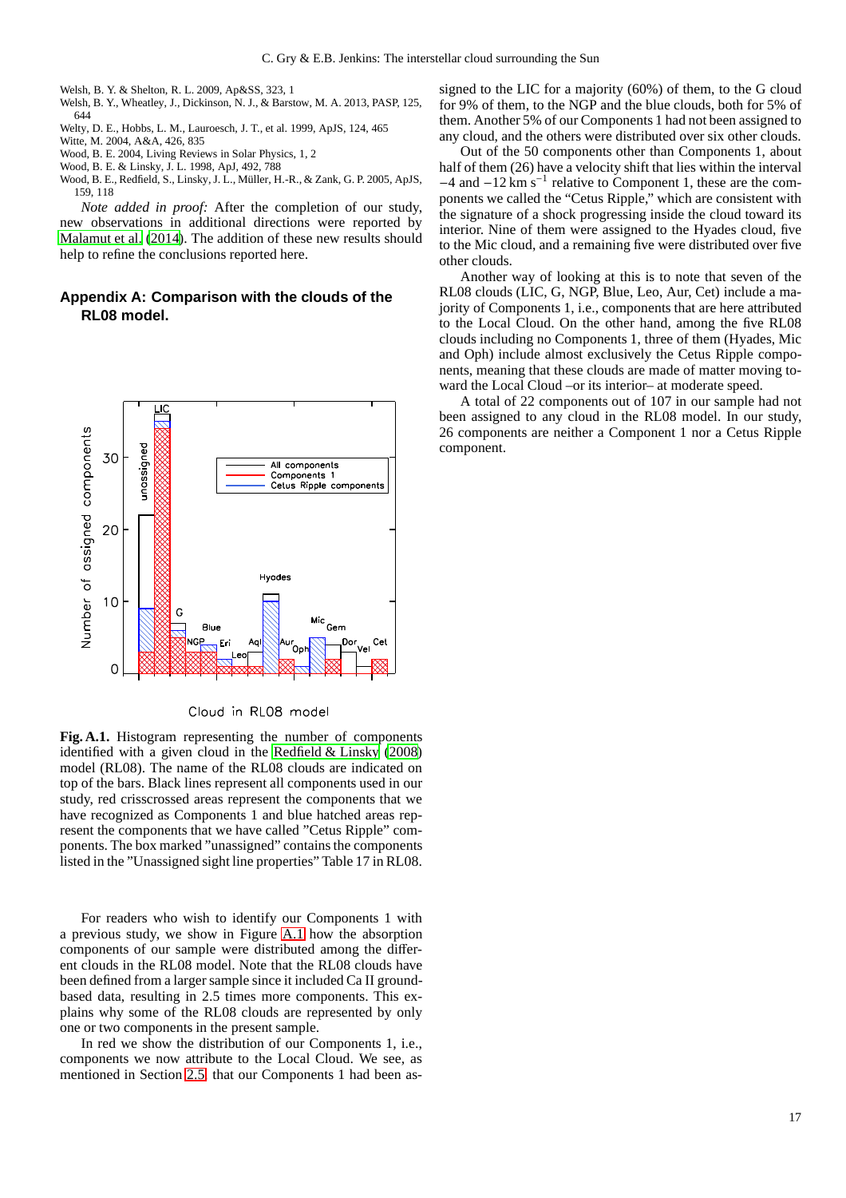Welsh, B. Y. & Shelton, R. L. 2009, Ap&SS, 323, 1

Welsh, B. Y., Wheatley, J., Dickinson, N. J., & Barstow, M. A. 2013, PASP, 125, 644

Welty, D. E., Hobbs, L. M., Lauroesch, J. T., et al. 1999, ApJS, 124, 465

Witte, M. 2004, A&A, 426, 835

Wood, B. E. 2004, Living Reviews in Solar Physics, 1, 2

Wood, B. E. & Linsky, J. L. 1998, ApJ, 492, 788

Wood, B. E., Redfield, S., Linsky, J. L., Müller, H.-R., & Zank, G. P. 2005, ApJS, 159, 118

*Note added in proof:* After the completion of our study, new observations in additional directions were reported by Malamut et al. (2014). The addition of these new results should help to refine the conclusions reported here.

## Appendix A: Comparison with the clouds of the RL08 model.

Number of assigned components

Cloud in RL08 model

0
10
20
30

All components
Components 1
Cetus Ripple components

unassigned
LIC
G
NGP
Blue
Eri
Leo
Aql
Hyades
Aur
Oph
Mic
Gem
Dor
Vel
Cet

**Fig. A.1.** Histogram representing the number of components identified with a given cloud in the Redfield & Linsky (2008) model (RL08). The name of the RL08 clouds are indicated on top of the bars. Black lines represent all components used in our study, red crisscrossed areas represent the components that we have recognized as Components 1 and blue hatched areas represent the components that we have called "Cetus Ripple" components. The box marked "unassigned" contains the components listed in the "Unassigned sight line properties" Table 17 in RL08.

For readers who wish to identify our Components 1 with a previous study, we show in Figure A.1 how the absorption components of our sample were distributed among the different clouds in the RL08 model. Note that the RL08 clouds have been defined from a larger sample since it included Ca II ground-based data, resulting in 2.5 times more components. This explains why some of the RL08 clouds are represented by only one or two components in the present sample.

In red we show the distribution of our Components 1, i.e., components we now attribute to the Local Cloud. We see, as mentioned in Section 2.5, that our Components 1 had been assigned to the LIC for a majority (60%) of them, to the G cloud for 9% of them, to the NGP and the blue clouds, both for 5% of them. Another 5% of our Components 1 had not been assigned to any cloud, and the others were distributed over six other clouds.

Out of the 50 components other than Components 1, about half of them (26) have a velocity shift that lies within the interval $-4$ and $-12$ km s$^{-1}$ relative to Component 1, these are the components we called the "Cetus Ripple," which are consistent with the signature of a shock progressing inside the cloud toward its interior. Nine of them were assigned to the Hyades cloud, five to the Mic cloud, and a remaining five were distributed over five other clouds.

Another way of looking at this is to note that seven of the RL08 clouds (LIC, G, NGP, Blue, Leo, Aur, Cet) include a majority of Components 1, i.e., components that are here attributed to the Local Cloud. On the other hand, among the five RL08 clouds including no Components 1, three of them (Hyades, Mic and Oph) include almost exclusively the Cetus Ripple components, meaning that these clouds are made of matter moving toward the Local Cloud –or its interior– at moderate speed.

A total of 22 components out of 107 in our sample had not been assigned to any cloud in the RL08 model. In our study, 26 components are neither a Component 1 nor a Cetus Ripple component.